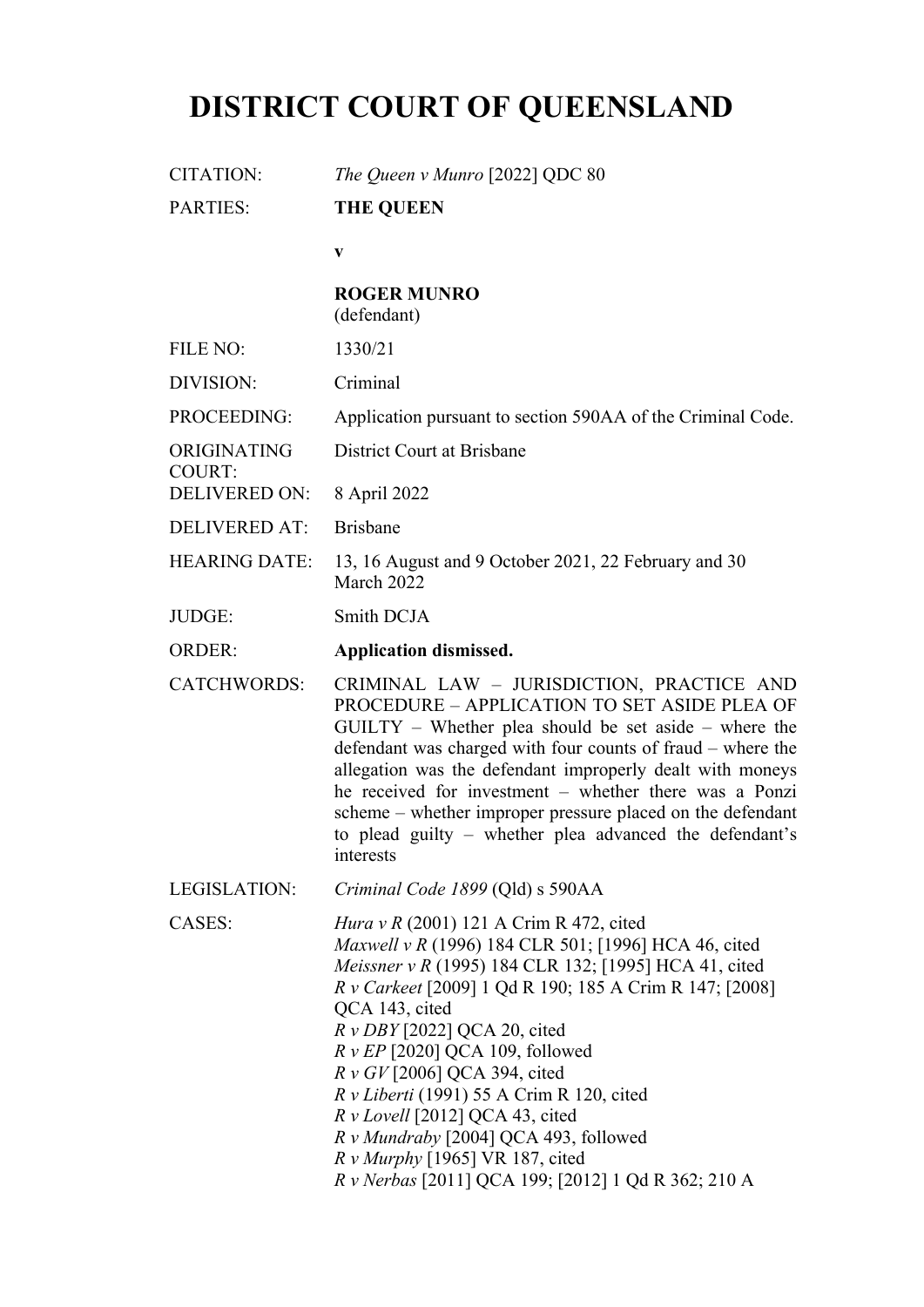# DISTRICT COURT OF QUEENSLAND

| | |
|---|---|
| CITATION: | *The Queen v Munro* [2022] QDC 80 |
| PARTIES: | **THE QUEEN**<br><br>**v**<br><br>**ROGER MUNRO**<br>(defendant) |
| FILE NO: | 1330/21 |
| DIVISION: | Criminal |
| PROCEEDING: | Application pursuant to section 590AA of the Criminal Code. |
| ORIGINATING COURT: | District Court at Brisbane |
| DELIVERED ON: | 8 April 2022 |
| DELIVERED AT: | Brisbane |
| HEARING DATE: | 13, 16 August and 9 October 2021, 22 February and 30 March 2022 |
| JUDGE: | Smith DCJA |
| ORDER: | **Application dismissed.** |
| CATCHWORDS: | CRIMINAL LAW – JURISDICTION, PRACTICE AND PROCEDURE – APPLICATION TO SET ASIDE PLEA OF GUILTY – Whether plea should be set aside – where the defendant was charged with four counts of fraud – where the allegation was the defendant improperly dealt with moneys he received for investment – whether there was a Ponzi scheme – whether improper pressure placed on the defendant to plead guilty – whether plea advanced the defendant's interests |
| LEGISLATION: | *Criminal Code 1899* (Qld) s 590AA |
| CASES: | *Hura v R* (2001) 121 A Crim R 472, cited<br>*Maxwell v R* (1996) 184 CLR 501; [1996] HCA 46, cited<br>*Meissner v R* (1995) 184 CLR 132; [1995] HCA 41, cited<br>*R v Carkeet* [2009] 1 Qd R 190; 185 A Crim R 147; [2008] QCA 143, cited<br>*R v DBY* [2022] QCA 20, cited<br>*R v EP* [2020] QCA 109, followed<br>*R v GV* [2006] QCA 394, cited<br>*R v Liberti* (1991) 55 A Crim R 120, cited<br>*R v Lovell* [2012] QCA 43, cited<br>*R v Mundraby* [2004] QCA 493, followed<br>*R v Murphy* [1965] VR 187, cited<br>*R v Nerbas* [2011] QCA 199; [2012] 1 Qd R 362; 210 A |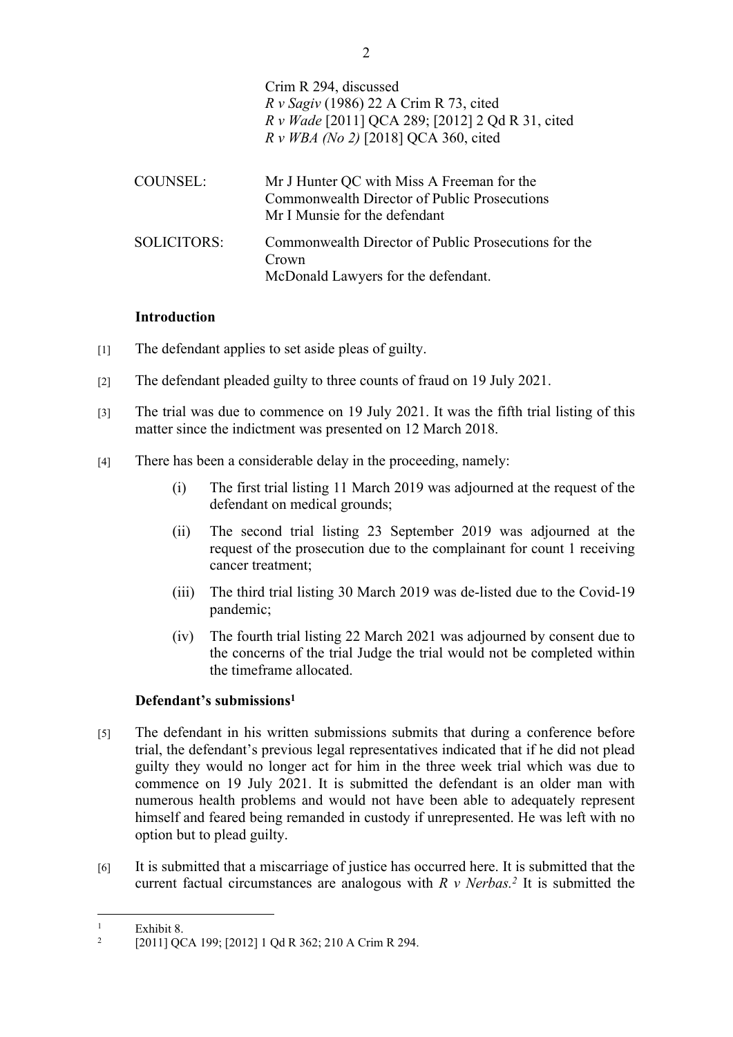Crim R 294, discussed
*R v Sagiv* (1986) 22 A Crim R 73, cited
*R v Wade* [2011] QCA 289; [2012] 2 Qd R 31, cited
*R v WBA (No 2)* [2018] QCA 360, cited

| | |
|---|---|
| COUNSEL: | Mr J Hunter QC with Miss A Freeman for the Commonwealth Director of Public Prosecutions<br>Mr I Munsie for the defendant |
| SOLICITORS: | Commonwealth Director of Public Prosecutions for the Crown<br>McDonald Lawyers for the defendant. |

## Introduction

[1] The defendant applies to set aside pleas of guilty.

[2] The defendant pleaded guilty to three counts of fraud on 19 July 2021.

[3] The trial was due to commence on 19 July 2021. It was the fifth trial listing of this matter since the indictment was presented on 12 March 2018.

[4] There has been a considerable delay in the proceeding, namely:

- (i) The first trial listing 11 March 2019 was adjourned at the request of the defendant on medical grounds;
- (ii) The second trial listing 23 September 2019 was adjourned at the request of the prosecution due to the complainant for count 1 receiving cancer treatment;
- (iii) The third trial listing 30 March 2019 was de-listed due to the Covid-19 pandemic;
- (iv) The fourth trial listing 22 March 2021 was adjourned by consent due to the concerns of the trial Judge the trial would not be completed within the timeframe allocated.

## Defendant's submissions[1]

[5] The defendant in his written submissions submits that during a conference before trial, the defendant's previous legal representatives indicated that if he did not plead guilty they would no longer act for him in the three week trial which was due to commence on 19 July 2021. It is submitted the defendant is an older man with numerous health problems and would not have been able to adequately represent himself and feared being remanded in custody if unrepresented. He was left with no option but to plead guilty.

[6] It is submitted that a miscarriage of justice has occurred here. It is submitted that the current factual circumstances are analogous with *R v Nerbas*.[2] It is submitted the

---

[1] Exhibit 8.

[2] [2011] QCA 199; [2012] 1 Qd R 362; 210 A Crim R 294.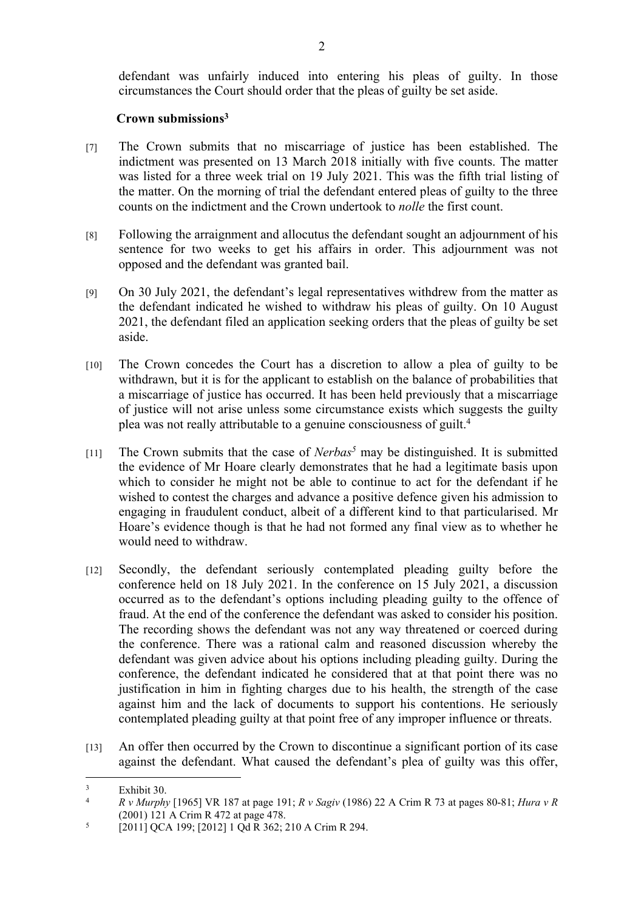defendant was unfairly induced into entering his pleas of guilty. In those circumstances the Court should order that the pleas of guilty be set aside.

### Crown submissions[3]

[7] The Crown submits that no miscarriage of justice has been established. The indictment was presented on 13 March 2018 initially with five counts. The matter was listed for a three week trial on 19 July 2021. This was the fifth trial listing of the matter. On the morning of trial the defendant entered pleas of guilty to the three counts on the indictment and the Crown undertook to *nolle* the first count.

[8] Following the arraignment and allocutus the defendant sought an adjournment of his sentence for two weeks to get his affairs in order. This adjournment was not opposed and the defendant was granted bail.

[9] On 30 July 2021, the defendant's legal representatives withdrew from the matter as the defendant indicated he wished to withdraw his pleas of guilty. On 10 August 2021, the defendant filed an application seeking orders that the pleas of guilty be set aside.

[10] The Crown concedes the Court has a discretion to allow a plea of guilty to be withdrawn, but it is for the applicant to establish on the balance of probabilities that a miscarriage of justice has occurred. It has been held previously that a miscarriage of justice will not arise unless some circumstance exists which suggests the guilty plea was not really attributable to a genuine consciousness of guilt.[4]

[11] The Crown submits that the case of *Nerbas*[5] may be distinguished. It is submitted the evidence of Mr Hoare clearly demonstrates that he had a legitimate basis upon which to consider he might not be able to continue to act for the defendant if he wished to contest the charges and advance a positive defence given his admission to engaging in fraudulent conduct, albeit of a different kind to that particularised. Mr Hoare's evidence though is that he had not formed any final view as to whether he would need to withdraw.

[12] Secondly, the defendant seriously contemplated pleading guilty before the conference held on 18 July 2021. In the conference on 15 July 2021, a discussion occurred as to the defendant's options including pleading guilty to the offence of fraud. At the end of the conference the defendant was asked to consider his position. The recording shows the defendant was not any way threatened or coerced during the conference. There was a rational calm and reasoned discussion whereby the defendant was given advice about his options including pleading guilty. During the conference, the defendant indicated he considered that at that point there was no justification in him in fighting charges due to his health, the strength of the case against him and the lack of documents to support his contentions. He seriously contemplated pleading guilty at that point free of any improper influence or threats.

[13] An offer then occurred by the Crown to discontinue a significant portion of its case against the defendant. What caused the defendant's plea of guilty was this offer,

---

[3] Exhibit 30.

[4] *R v Murphy* [1965] VR 187 at page 191; *R v Sagiv* (1986) 22 A Crim R 73 at pages 80-81; *Hura v R* (2001) 121 A Crim R 472 at page 478.

[5] [2011] QCA 199; [2012] 1 Qd R 362; 210 A Crim R 294.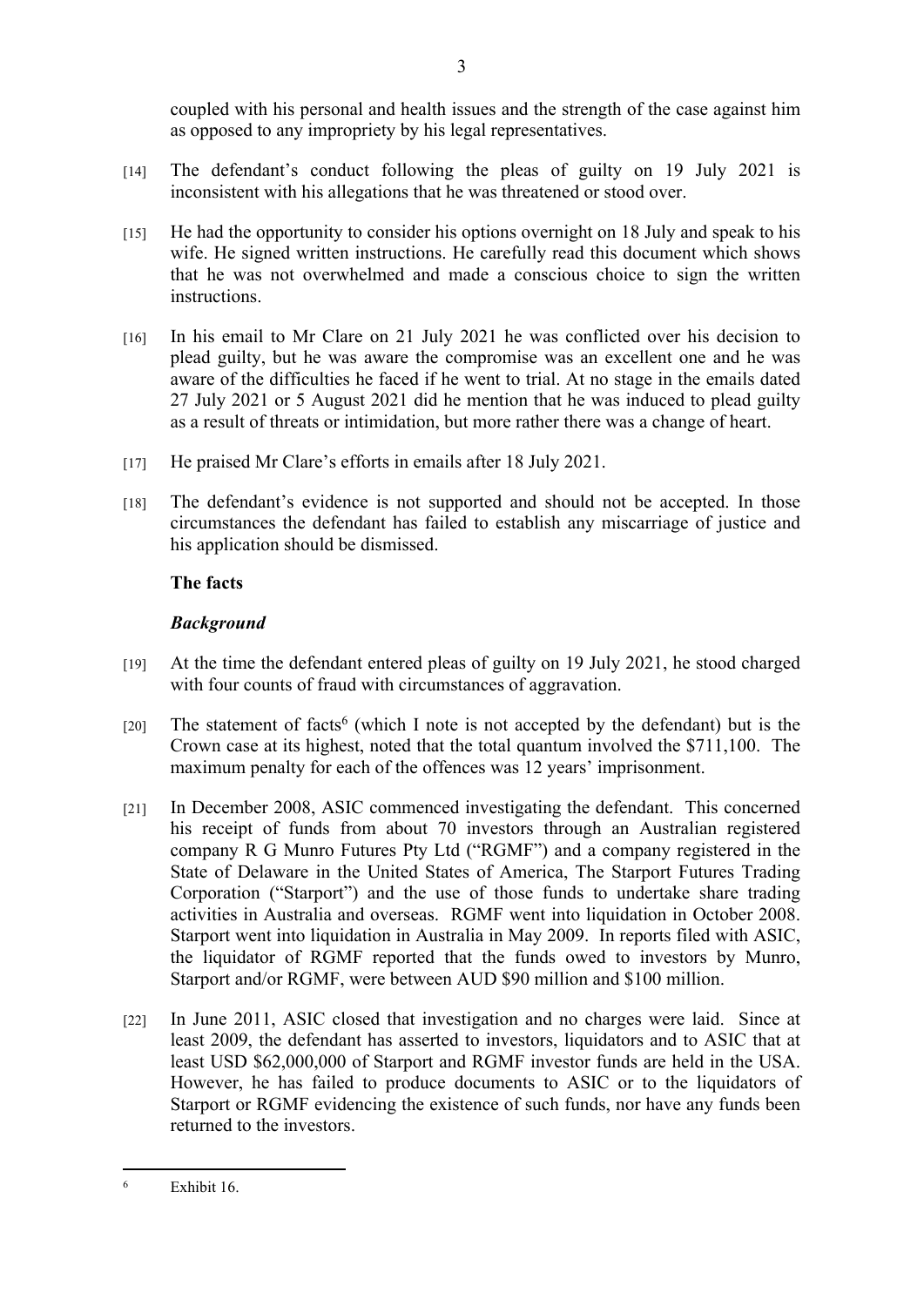coupled with his personal and health issues and the strength of the case against him as opposed to any impropriety by his legal representatives.

[14] The defendant's conduct following the pleas of guilty on 19 July 2021 is inconsistent with his allegations that he was threatened or stood over.

[15] He had the opportunity to consider his options overnight on 18 July and speak to his wife. He signed written instructions. He carefully read this document which shows that he was not overwhelmed and made a conscious choice to sign the written instructions.

[16] In his email to Mr Clare on 21 July 2021 he was conflicted over his decision to plead guilty, but he was aware the compromise was an excellent one and he was aware of the difficulties he faced if he went to trial. At no stage in the emails dated 27 July 2021 or 5 August 2021 did he mention that he was induced to plead guilty as a result of threats or intimidation, but more rather there was a change of heart.

[17] He praised Mr Clare's efforts in emails after 18 July 2021.

[18] The defendant's evidence is not supported and should not be accepted. In those circumstances the defendant has failed to establish any miscarriage of justice and his application should be dismissed.

**The facts**

***Background***

[19] At the time the defendant entered pleas of guilty on 19 July 2021, he stood charged with four counts of fraud with circumstances of aggravation.

[20] The statement of facts[6] (which I note is not accepted by the defendant) but is the Crown case at its highest, noted that the total quantum involved the $711,100. The maximum penalty for each of the offences was 12 years' imprisonment.

[21] In December 2008, ASIC commenced investigating the defendant. This concerned his receipt of funds from about 70 investors through an Australian registered company R G Munro Futures Pty Ltd ("RGMF") and a company registered in the State of Delaware in the United States of America, The Starport Futures Trading Corporation ("Starport") and the use of those funds to undertake share trading activities in Australia and overseas. RGMF went into liquidation in October 2008. Starport went into liquidation in Australia in May 2009. In reports filed with ASIC, the liquidator of RGMF reported that the funds owed to investors by Munro, Starport and/or RGMF, were between AUD $90 million and $100 million.

[22] In June 2011, ASIC closed that investigation and no charges were laid. Since at least 2009, the defendant has asserted to investors, liquidators and to ASIC that at least USD $62,000,000 of Starport and RGMF investor funds are held in the USA. However, he has failed to produce documents to ASIC or to the liquidators of Starport or RGMF evidencing the existence of such funds, nor have any funds been returned to the investors.

---

[6] Exhibit 16.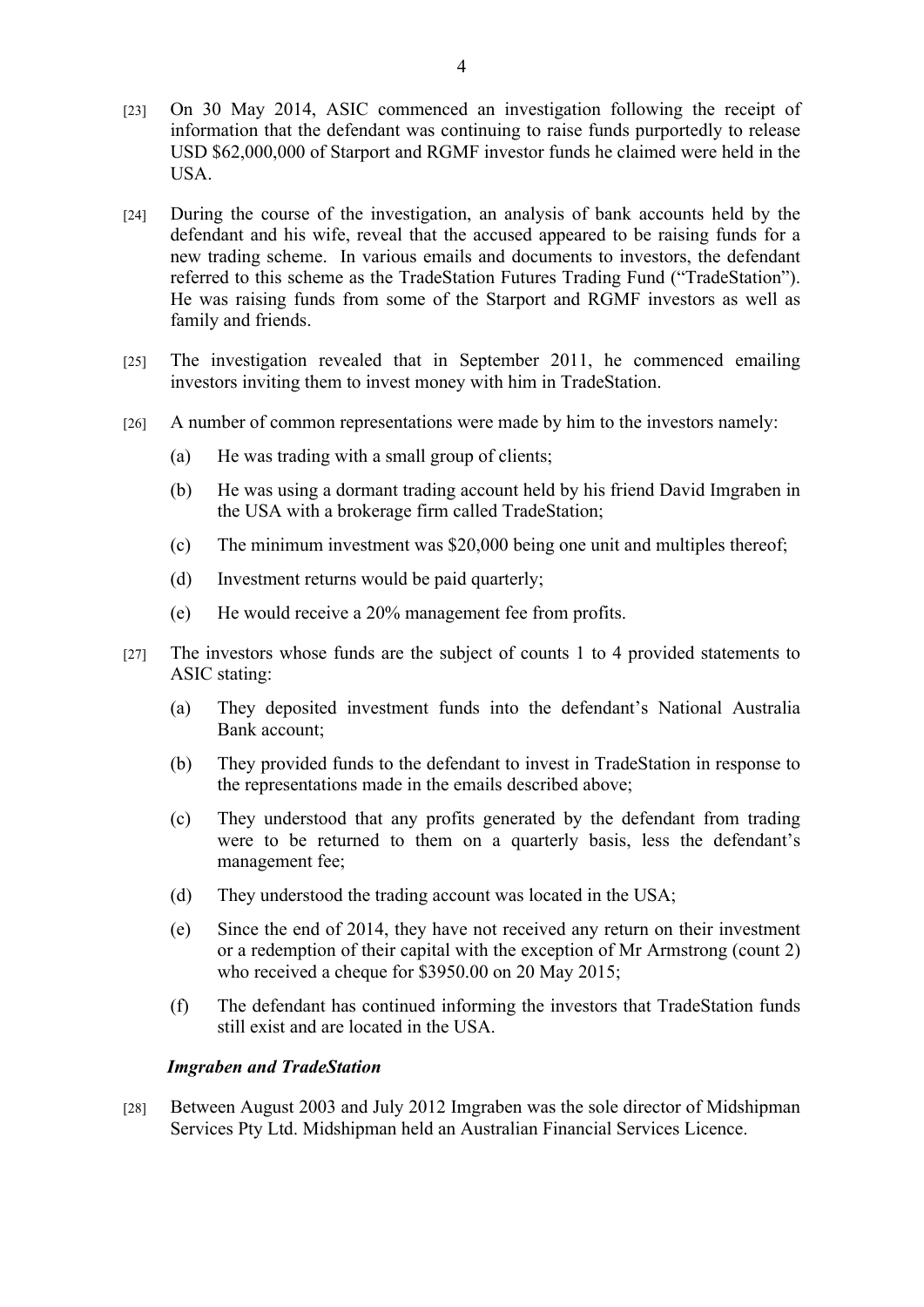[23] On 30 May 2014, ASIC commenced an investigation following the receipt of information that the defendant was continuing to raise funds purportedly to release USD $62,000,000 of Starport and RGMF investor funds he claimed were held in the USA.

[24] During the course of the investigation, an analysis of bank accounts held by the defendant and his wife, reveal that the accused appeared to be raising funds for a new trading scheme. In various emails and documents to investors, the defendant referred to this scheme as the TradeStation Futures Trading Fund ("TradeStation"). He was raising funds from some of the Starport and RGMF investors as well as family and friends.

[25] The investigation revealed that in September 2011, he commenced emailing investors inviting them to invest money with him in TradeStation.

[26] A number of common representations were made by him to the investors namely:

(a) He was trading with a small group of clients;

(b) He was using a dormant trading account held by his friend David Imgraben in the USA with a brokerage firm called TradeStation;

(c) The minimum investment was $20,000 being one unit and multiples thereof;

(d) Investment returns would be paid quarterly;

(e) He would receive a 20% management fee from profits.

[27] The investors whose funds are the subject of counts 1 to 4 provided statements to ASIC stating:

(a) They deposited investment funds into the defendant's National Australia Bank account;

(b) They provided funds to the defendant to invest in TradeStation in response to the representations made in the emails described above;

(c) They understood that any profits generated by the defendant from trading were to be returned to them on a quarterly basis, less the defendant's management fee;

(d) They understood the trading account was located in the USA;

(e) Since the end of 2014, they have not received any return on their investment or a redemption of their capital with the exception of Mr Armstrong (count 2) who received a cheque for $3950.00 on 20 May 2015;

(f) The defendant has continued informing the investors that TradeStation funds still exist and are located in the USA.

***Imgraben and TradeStation***

[28] Between August 2003 and July 2012 Imgraben was the sole director of Midshipman Services Pty Ltd. Midshipman held an Australian Financial Services Licence.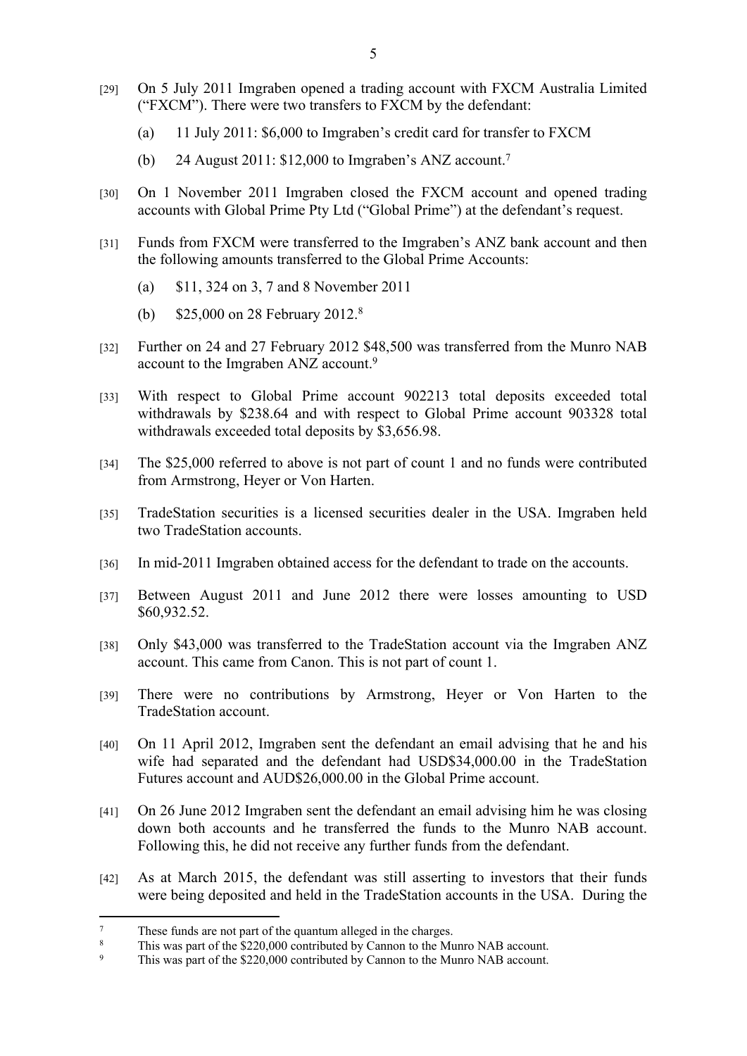[29] On 5 July 2011 Imgraben opened a trading account with FXCM Australia Limited ("FXCM"). There were two transfers to FXCM by the defendant:

(a) 11 July 2011: $6,000 to Imgraben's credit card for transfer to FXCM

(b) 24 August 2011: $12,000 to Imgraben's ANZ account.[7]

[30] On 1 November 2011 Imgraben closed the FXCM account and opened trading accounts with Global Prime Pty Ltd ("Global Prime") at the defendant's request.

[31] Funds from FXCM were transferred to the Imgraben's ANZ bank account and then the following amounts transferred to the Global Prime Accounts:

(a) $11, 324 on 3, 7 and 8 November 2011

(b) $25,000 on 28 February 2012.[8]

[32] Further on 24 and 27 February 2012 $48,500 was transferred from the Munro NAB account to the Imgraben ANZ account.[9]

[33] With respect to Global Prime account 902213 total deposits exceeded total withdrawals by $238.64 and with respect to Global Prime account 903328 total withdrawals exceeded total deposits by $3,656.98.

[34] The $25,000 referred to above is not part of count 1 and no funds were contributed from Armstrong, Heyer or Von Harten.

[35] TradeStation securities is a licensed securities dealer in the USA. Imgraben held two TradeStation accounts.

[36] In mid-2011 Imgraben obtained access for the defendant to trade on the accounts.

[37] Between August 2011 and June 2012 there were losses amounting to USD $60,932.52.

[38] Only $43,000 was transferred to the TradeStation account via the Imgraben ANZ account. This came from Canon. This is not part of count 1.

[39] There were no contributions by Armstrong, Heyer or Von Harten to the TradeStation account.

[40] On 11 April 2012, Imgraben sent the defendant an email advising that he and his wife had separated and the defendant had USD$34,000.00 in the TradeStation Futures account and AUD$26,000.00 in the Global Prime account.

[41] On 26 June 2012 Imgraben sent the defendant an email advising him he was closing down both accounts and he transferred the funds to the Munro NAB account. Following this, he did not receive any further funds from the defendant.

[42] As at March 2015, the defendant was still asserting to investors that their funds were being deposited and held in the TradeStation accounts in the USA. During the

---

[7] These funds are not part of the quantum alleged in the charges.

[8] This was part of the $220,000 contributed by Cannon to the Munro NAB account.

[9] This was part of the $220,000 contributed by Cannon to the Munro NAB account.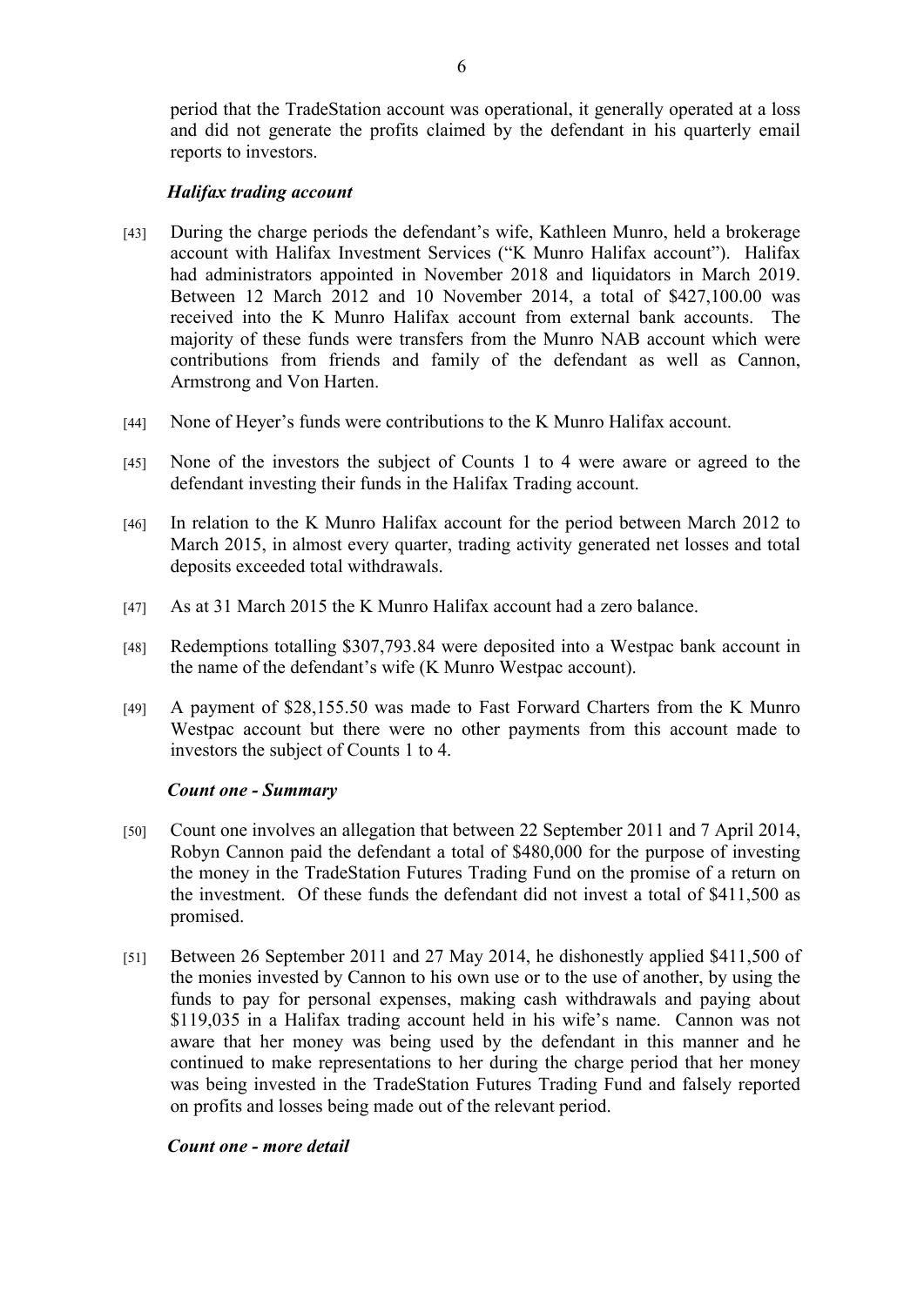period that the TradeStation account was operational, it generally operated at a loss and did not generate the profits claimed by the defendant in his quarterly email reports to investors.

### *Halifax trading account*

[43] During the charge periods the defendant's wife, Kathleen Munro, held a brokerage account with Halifax Investment Services ("K Munro Halifax account"). Halifax had administrators appointed in November 2018 and liquidators in March 2019. Between 12 March 2012 and 10 November 2014, a total of $427,100.00 was received into the K Munro Halifax account from external bank accounts. The majority of these funds were transfers from the Munro NAB account which were contributions from friends and family of the defendant as well as Cannon, Armstrong and Von Harten.

[44] None of Heyer's funds were contributions to the K Munro Halifax account.

[45] None of the investors the subject of Counts 1 to 4 were aware or agreed to the defendant investing their funds in the Halifax Trading account.

[46] In relation to the K Munro Halifax account for the period between March 2012 to March 2015, in almost every quarter, trading activity generated net losses and total deposits exceeded total withdrawals.

[47] As at 31 March 2015 the K Munro Halifax account had a zero balance.

[48] Redemptions totalling $307,793.84 were deposited into a Westpac bank account in the name of the defendant's wife (K Munro Westpac account).

[49] A payment of $28,155.50 was made to Fast Forward Charters from the K Munro Westpac account but there were no other payments from this account made to investors the subject of Counts 1 to 4.

### *Count one - Summary*

[50] Count one involves an allegation that between 22 September 2011 and 7 April 2014, Robyn Cannon paid the defendant a total of $480,000 for the purpose of investing the money in the TradeStation Futures Trading Fund on the promise of a return on the investment. Of these funds the defendant did not invest a total of $411,500 as promised.

[51] Between 26 September 2011 and 27 May 2014, he dishonestly applied $411,500 of the monies invested by Cannon to his own use or to the use of another, by using the funds to pay for personal expenses, making cash withdrawals and paying about $119,035 in a Halifax trading account held in his wife's name. Cannon was not aware that her money was being used by the defendant in this manner and he continued to make representations to her during the charge period that her money was being invested in the TradeStation Futures Trading Fund and falsely reported on profits and losses being made out of the relevant period.

### *Count one - more detail*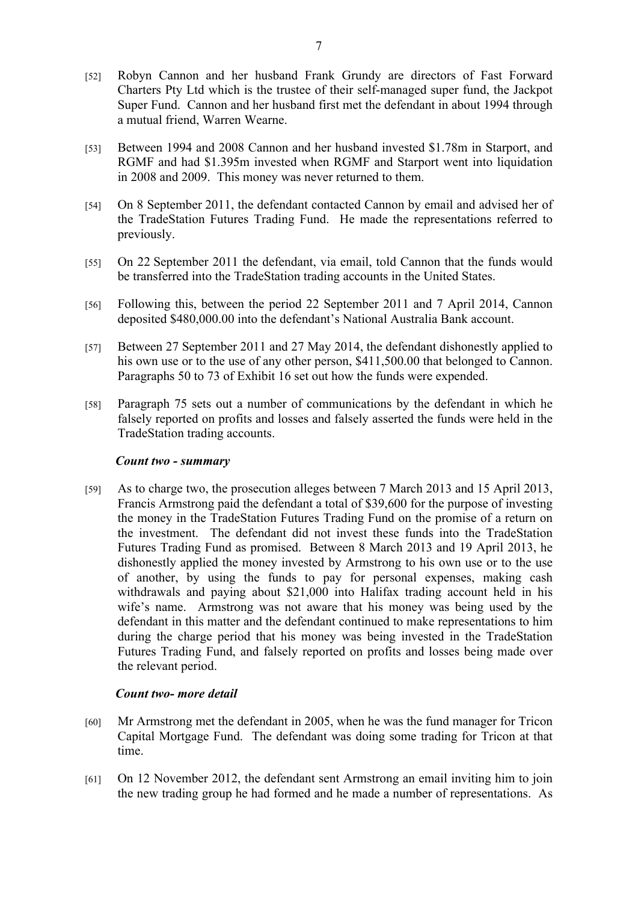[52] Robyn Cannon and her husband Frank Grundy are directors of Fast Forward Charters Pty Ltd which is the trustee of their self-managed super fund, the Jackpot Super Fund. Cannon and her husband first met the defendant in about 1994 through a mutual friend, Warren Wearne.

[53] Between 1994 and 2008 Cannon and her husband invested $1.78m in Starport, and RGMF and had $1.395m invested when RGMF and Starport went into liquidation in 2008 and 2009. This money was never returned to them.

[54] On 8 September 2011, the defendant contacted Cannon by email and advised her of the TradeStation Futures Trading Fund. He made the representations referred to previously.

[55] On 22 September 2011 the defendant, via email, told Cannon that the funds would be transferred into the TradeStation trading accounts in the United States.

[56] Following this, between the period 22 September 2011 and 7 April 2014, Cannon deposited $480,000.00 into the defendant's National Australia Bank account.

[57] Between 27 September 2011 and 27 May 2014, the defendant dishonestly applied to his own use or to the use of any other person, $411,500.00 that belonged to Cannon. Paragraphs 50 to 73 of Exhibit 16 set out how the funds were expended.

[58] Paragraph 75 sets out a number of communications by the defendant in which he falsely reported on profits and losses and falsely asserted the funds were held in the TradeStation trading accounts.

***Count two - summary***

[59] As to charge two, the prosecution alleges between 7 March 2013 and 15 April 2013, Francis Armstrong paid the defendant a total of $39,600 for the purpose of investing the money in the TradeStation Futures Trading Fund on the promise of a return on the investment. The defendant did not invest these funds into the TradeStation Futures Trading Fund as promised. Between 8 March 2013 and 19 April 2013, he dishonestly applied the money invested by Armstrong to his own use or to the use of another, by using the funds to pay for personal expenses, making cash withdrawals and paying about $21,000 into Halifax trading account held in his wife's name. Armstrong was not aware that his money was being used by the defendant in this matter and the defendant continued to make representations to him during the charge period that his money was being invested in the TradeStation Futures Trading Fund, and falsely reported on profits and losses being made over the relevant period.

***Count two- more detail***

[60] Mr Armstrong met the defendant in 2005, when he was the fund manager for Tricon Capital Mortgage Fund. The defendant was doing some trading for Tricon at that time.

[61] On 12 November 2012, the defendant sent Armstrong an email inviting him to join the new trading group he had formed and he made a number of representations. As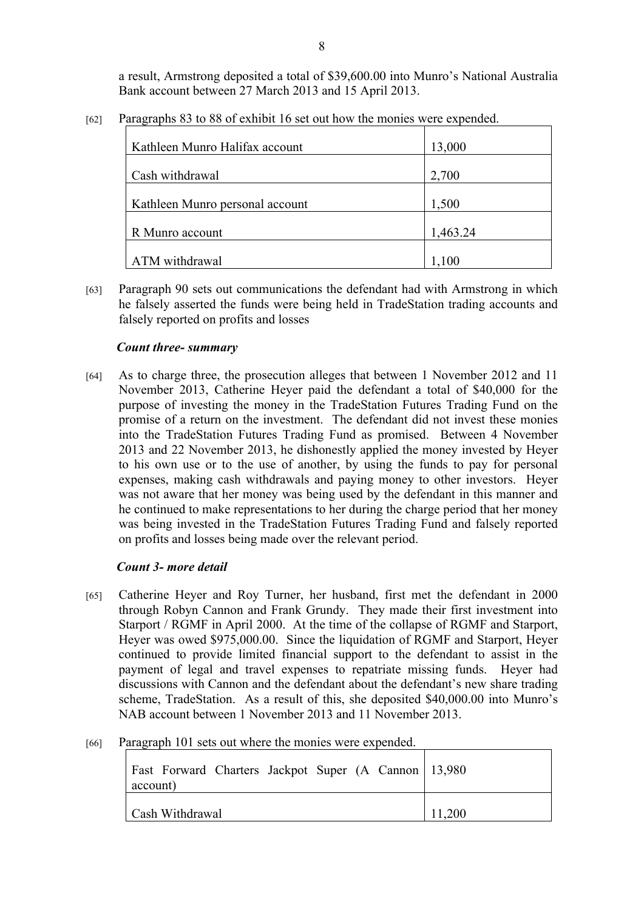a result, Armstrong deposited a total of $39,600.00 into Munro's National Australia Bank account between 27 March 2013 and 15 April 2013.

[62] Paragraphs 83 to 88 of exhibit 16 set out how the monies were expended.

| | |
|---|---|
| Kathleen Munro Halifax account | 13,000 |
| Cash withdrawal | 2,700 |
| Kathleen Munro personal account | 1,500 |
| R Munro account | 1,463.24 |
| ATM withdrawal | 1,100 |

[63] Paragraph 90 sets out communications the defendant had with Armstrong in which he falsely asserted the funds were being held in TradeStation trading accounts and falsely reported on profits and losses

***Count three- summary***

[64] As to charge three, the prosecution alleges that between 1 November 2012 and 11 November 2013, Catherine Heyer paid the defendant a total of $40,000 for the purpose of investing the money in the TradeStation Futures Trading Fund on the promise of a return on the investment. The defendant did not invest these monies into the TradeStation Futures Trading Fund as promised. Between 4 November 2013 and 22 November 2013, he dishonestly applied the money invested by Heyer to his own use or to the use of another, by using the funds to pay for personal expenses, making cash withdrawals and paying money to other investors. Heyer was not aware that her money was being used by the defendant in this manner and he continued to make representations to her during the charge period that her money was being invested in the TradeStation Futures Trading Fund and falsely reported on profits and losses being made over the relevant period.

***Count 3- more detail***

[65] Catherine Heyer and Roy Turner, her husband, first met the defendant in 2000 through Robyn Cannon and Frank Grundy. They made their first investment into Starport / RGMF in April 2000. At the time of the collapse of RGMF and Starport, Heyer was owed $975,000.00. Since the liquidation of RGMF and Starport, Heyer continued to provide limited financial support to the defendant to assist in the payment of legal and travel expenses to repatriate missing funds. Heyer had discussions with Cannon and the defendant about the defendant's new share trading scheme, TradeStation. As a result of this, she deposited $40,000.00 into Munro's NAB account between 1 November 2013 and 11 November 2013.

[66] Paragraph 101 sets out where the monies were expended.

| | |
|---|---|
| Fast Forward Charters Jackpot Super (A Cannon account) | 13,980 |
| Cash Withdrawal | 11,200 |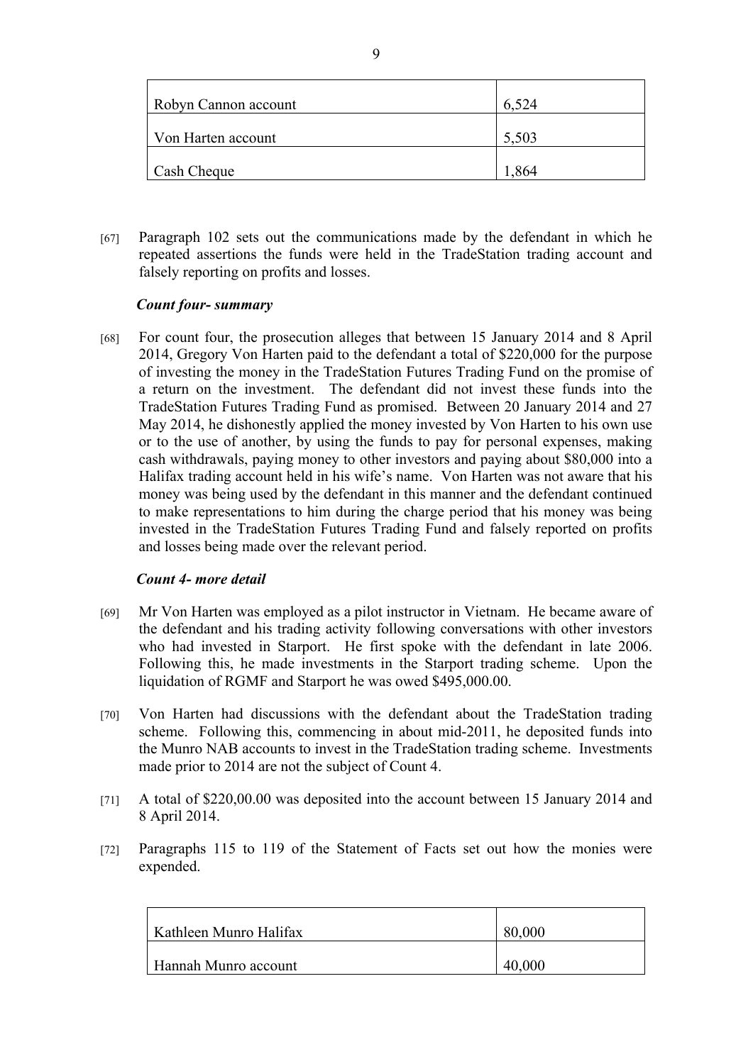| Robyn Cannon account | 6,524 |
| --- | --- |
| Von Harten account | 5,503 |
| Cash Cheque | 1,864 |

[67] Paragraph 102 sets out the communications made by the defendant in which he repeated assertions the funds were held in the TradeStation trading account and falsely reporting on profits and losses.

***Count four- summary***

[68] For count four, the prosecution alleges that between 15 January 2014 and 8 April 2014, Gregory Von Harten paid to the defendant a total of $220,000 for the purpose of investing the money in the TradeStation Futures Trading Fund on the promise of a return on the investment. The defendant did not invest these funds into the TradeStation Futures Trading Fund as promised. Between 20 January 2014 and 27 May 2014, he dishonestly applied the money invested by Von Harten to his own use or to the use of another, by using the funds to pay for personal expenses, making cash withdrawals, paying money to other investors and paying about $80,000 into a Halifax trading account held in his wife's name. Von Harten was not aware that his money was being used by the defendant in this manner and the defendant continued to make representations to him during the charge period that his money was being invested in the TradeStation Futures Trading Fund and falsely reported on profits and losses being made over the relevant period.

***Count 4- more detail***

[69] Mr Von Harten was employed as a pilot instructor in Vietnam. He became aware of the defendant and his trading activity following conversations with other investors who had invested in Starport. He first spoke with the defendant in late 2006. Following this, he made investments in the Starport trading scheme. Upon the liquidation of RGMF and Starport he was owed $495,000.00.

[70] Von Harten had discussions with the defendant about the TradeStation trading scheme. Following this, commencing in about mid-2011, he deposited funds into the Munro NAB accounts to invest in the TradeStation trading scheme. Investments made prior to 2014 are not the subject of Count 4.

[71] A total of $220,00.00 was deposited into the account between 15 January 2014 and 8 April 2014.

[72] Paragraphs 115 to 119 of the Statement of Facts set out how the monies were expended.

| Kathleen Munro Halifax | 80,000 |
| --- | --- |
| Hannah Munro account | 40,000 |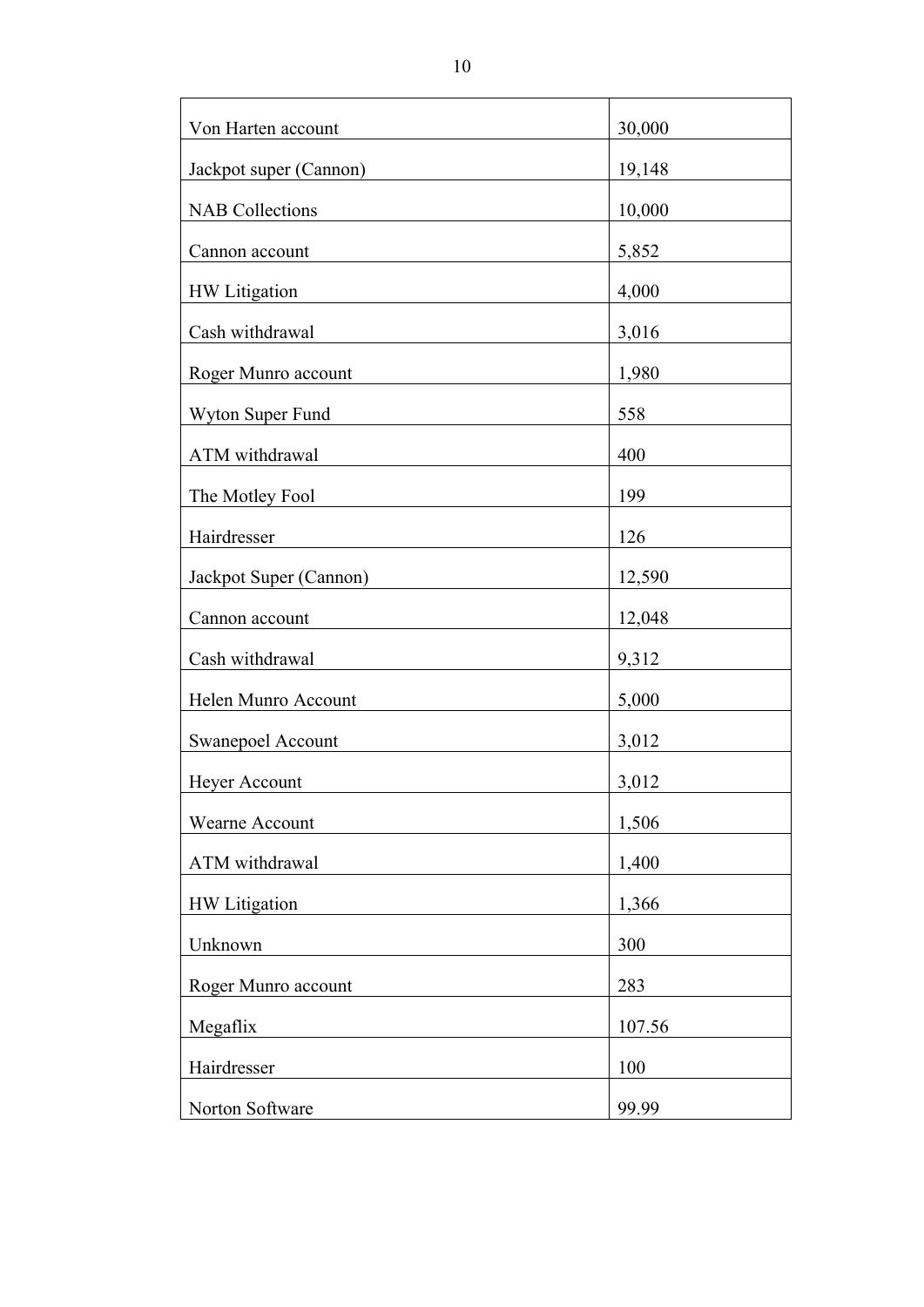| | |
|---|---|
| Von Harten account | 30,000 |
| Jackpot super (Cannon) | 19,148 |
| NAB Collections | 10,000 |
| Cannon account | 5,852 |
| HW Litigation | 4,000 |
| Cash withdrawal | 3,016 |
| Roger Munro account | 1,980 |
| Wyton Super Fund | 558 |
| ATM withdrawal | 400 |
| The Motley Fool | 199 |
| Hairdresser | 126 |
| Jackpot Super (Cannon) | 12,590 |
| Cannon account | 12,048 |
| Cash withdrawal | 9,312 |
| Helen Munro Account | 5,000 |
| Swanepoel Account | 3,012 |
| Heyer Account | 3,012 |
| Wearne Account | 1,506 |
| ATM withdrawal | 1,400 |
| HW Litigation | 1,366 |
| Unknown | 300 |
| Roger Munro account | 283 |
| Megaflix | 107.56 |
| Hairdresser | 100 |
| Norton Software | 99.99 |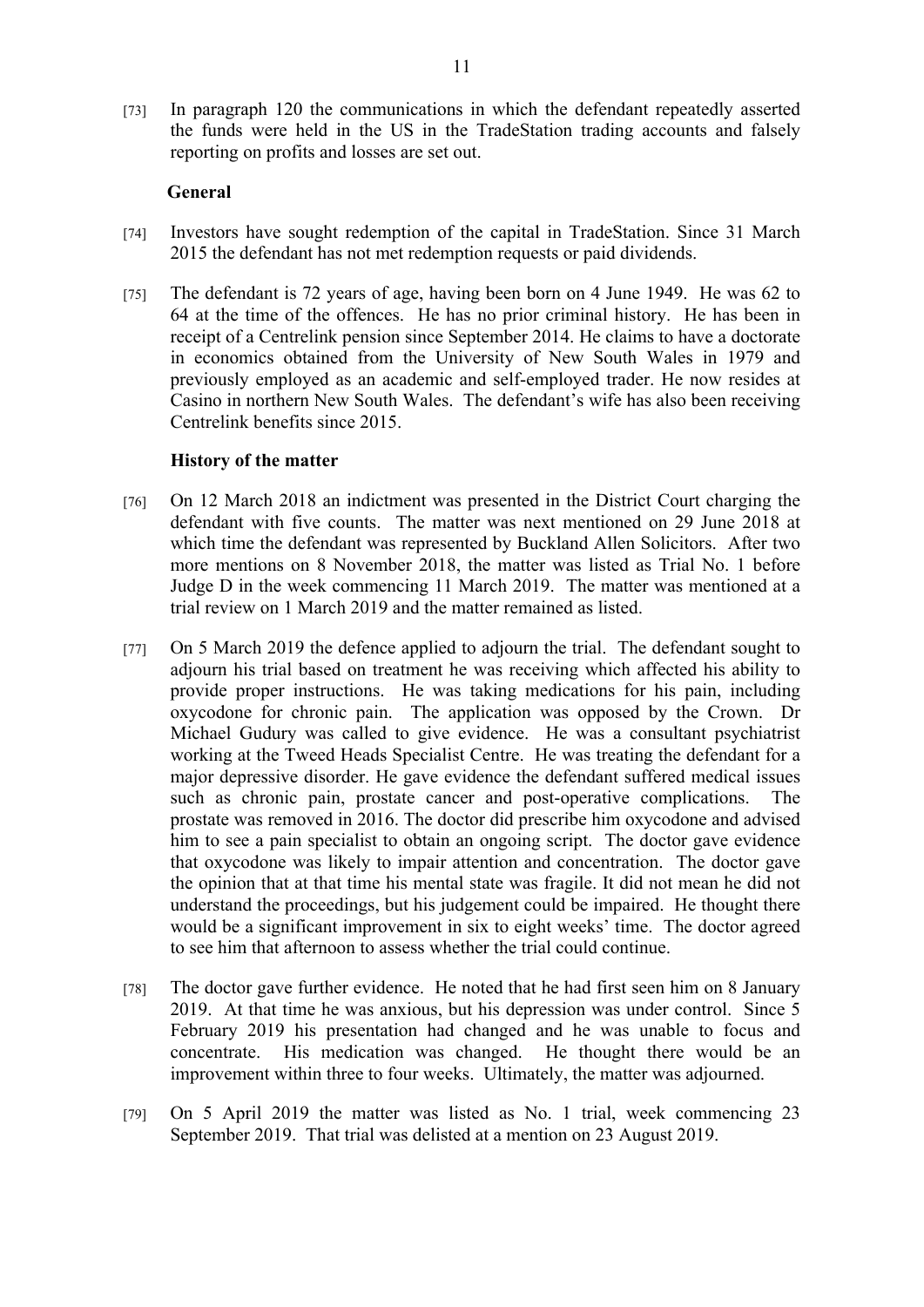[73] In paragraph 120 the communications in which the defendant repeatedly asserted the funds were held in the US in the TradeStation trading accounts and falsely reporting on profits and losses are set out.

**General**

[74] Investors have sought redemption of the capital in TradeStation. Since 31 March 2015 the defendant has not met redemption requests or paid dividends.

[75] The defendant is 72 years of age, having been born on 4 June 1949. He was 62 to 64 at the time of the offences. He has no prior criminal history. He has been in receipt of a Centrelink pension since September 2014. He claims to have a doctorate in economics obtained from the University of New South Wales in 1979 and previously employed as an academic and self-employed trader. He now resides at Casino in northern New South Wales. The defendant's wife has also been receiving Centrelink benefits since 2015.

**History of the matter**

[76] On 12 March 2018 an indictment was presented in the District Court charging the defendant with five counts. The matter was next mentioned on 29 June 2018 at which time the defendant was represented by Buckland Allen Solicitors. After two more mentions on 8 November 2018, the matter was listed as Trial No. 1 before Judge D in the week commencing 11 March 2019. The matter was mentioned at a trial review on 1 March 2019 and the matter remained as listed.

[77] On 5 March 2019 the defence applied to adjourn the trial. The defendant sought to adjourn his trial based on treatment he was receiving which affected his ability to provide proper instructions. He was taking medications for his pain, including oxycodone for chronic pain. The application was opposed by the Crown. Dr Michael Gudury was called to give evidence. He was a consultant psychiatrist working at the Tweed Heads Specialist Centre. He was treating the defendant for a major depressive disorder. He gave evidence the defendant suffered medical issues such as chronic pain, prostate cancer and post-operative complications. The prostate was removed in 2016. The doctor did prescribe him oxycodone and advised him to see a pain specialist to obtain an ongoing script. The doctor gave evidence that oxycodone was likely to impair attention and concentration. The doctor gave the opinion that at that time his mental state was fragile. It did not mean he did not understand the proceedings, but his judgement could be impaired. He thought there would be a significant improvement in six to eight weeks' time. The doctor agreed to see him that afternoon to assess whether the trial could continue.

[78] The doctor gave further evidence. He noted that he had first seen him on 8 January 2019. At that time he was anxious, but his depression was under control. Since 5 February 2019 his presentation had changed and he was unable to focus and concentrate. His medication was changed. He thought there would be an improvement within three to four weeks. Ultimately, the matter was adjourned.

[79] On 5 April 2019 the matter was listed as No. 1 trial, week commencing 23 September 2019. That trial was delisted at a mention on 23 August 2019.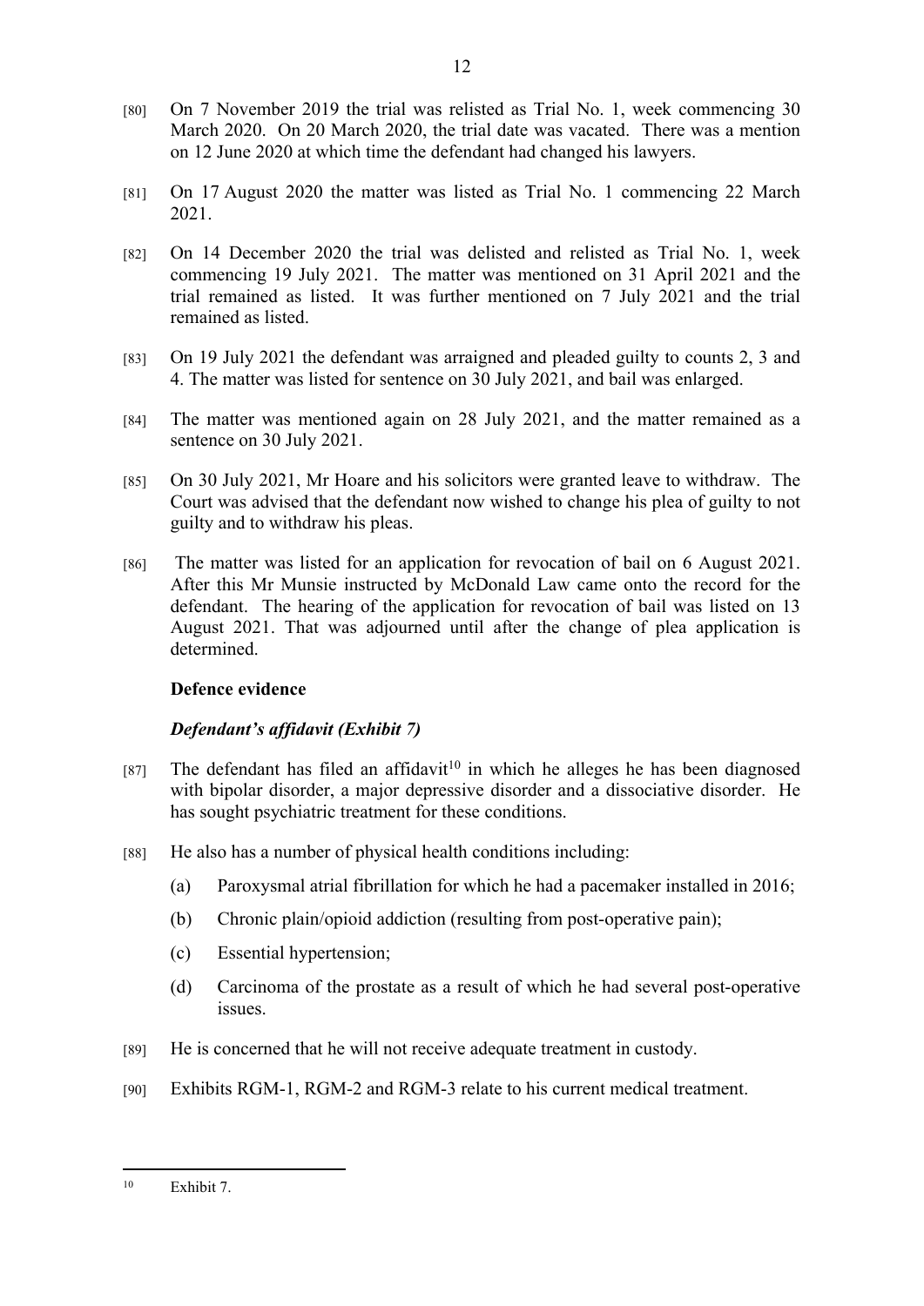[80] On 7 November 2019 the trial was relisted as Trial No. 1, week commencing 30 March 2020. On 20 March 2020, the trial date was vacated. There was a mention on 12 June 2020 at which time the defendant had changed his lawyers.

[81] On 17 August 2020 the matter was listed as Trial No. 1 commencing 22 March 2021.

[82] On 14 December 2020 the trial was delisted and relisted as Trial No. 1, week commencing 19 July 2021. The matter was mentioned on 31 April 2021 and the trial remained as listed. It was further mentioned on 7 July 2021 and the trial remained as listed.

[83] On 19 July 2021 the defendant was arraigned and pleaded guilty to counts 2, 3 and 4. The matter was listed for sentence on 30 July 2021, and bail was enlarged.

[84] The matter was mentioned again on 28 July 2021, and the matter remained as a sentence on 30 July 2021.

[85] On 30 July 2021, Mr Hoare and his solicitors were granted leave to withdraw. The Court was advised that the defendant now wished to change his plea of guilty to not guilty and to withdraw his pleas.

[86] The matter was listed for an application for revocation of bail on 6 August 2021. After this Mr Munsie instructed by McDonald Law came onto the record for the defendant. The hearing of the application for revocation of bail was listed on 13 August 2021. That was adjourned until after the change of plea application is determined.

**Defence evidence**

***Defendant's affidavit (Exhibit 7)***

[87] The defendant has filed an affidavit[10] in which he alleges he has been diagnosed with bipolar disorder, a major depressive disorder and a dissociative disorder. He has sought psychiatric treatment for these conditions.

[88] He also has a number of physical health conditions including:

(a) Paroxysmal atrial fibrillation for which he had a pacemaker installed in 2016;

(b) Chronic plain/opioid addiction (resulting from post-operative pain);

(c) Essential hypertension;

(d) Carcinoma of the prostate as a result of which he had several post-operative issues.

[89] He is concerned that he will not receive adequate treatment in custody.

[90] Exhibits RGM-1, RGM-2 and RGM-3 relate to his current medical treatment.

[10] Exhibit 7.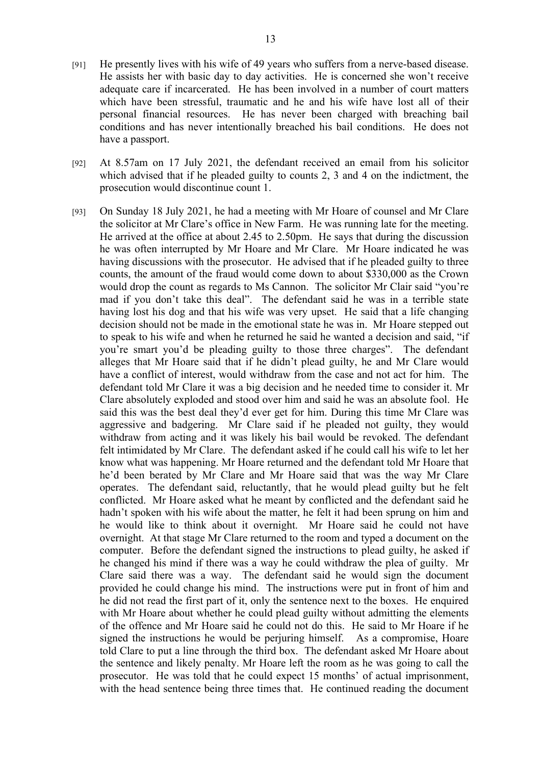[91] He presently lives with his wife of 49 years who suffers from a nerve-based disease. He assists her with basic day to day activities. He is concerned she won't receive adequate care if incarcerated. He has been involved in a number of court matters which have been stressful, traumatic and he and his wife have lost all of their personal financial resources. He has never been charged with breaching bail conditions and has never intentionally breached his bail conditions. He does not have a passport.

[92] At 8.57am on 17 July 2021, the defendant received an email from his solicitor which advised that if he pleaded guilty to counts 2, 3 and 4 on the indictment, the prosecution would discontinue count 1.

[93] On Sunday 18 July 2021, he had a meeting with Mr Hoare of counsel and Mr Clare the solicitor at Mr Clare's office in New Farm. He was running late for the meeting. He arrived at the office at about 2.45 to 2.50pm. He says that during the discussion he was often interrupted by Mr Hoare and Mr Clare. Mr Hoare indicated he was having discussions with the prosecutor. He advised that if he pleaded guilty to three counts, the amount of the fraud would come down to about $330,000 as the Crown would drop the count as regards to Ms Cannon. The solicitor Mr Clair said "you're mad if you don't take this deal". The defendant said he was in a terrible state having lost his dog and that his wife was very upset. He said that a life changing decision should not be made in the emotional state he was in. Mr Hoare stepped out to speak to his wife and when he returned he said he wanted a decision and said, "if you're smart you'd be pleading guilty to those three charges". The defendant alleges that Mr Hoare said that if he didn't plead guilty, he and Mr Clare would have a conflict of interest, would withdraw from the case and not act for him. The defendant told Mr Clare it was a big decision and he needed time to consider it. Mr Clare absolutely exploded and stood over him and said he was an absolute fool. He said this was the best deal they'd ever get for him. During this time Mr Clare was aggressive and badgering. Mr Clare said if he pleaded not guilty, they would withdraw from acting and it was likely his bail would be revoked. The defendant felt intimidated by Mr Clare. The defendant asked if he could call his wife to let her know what was happening. Mr Hoare returned and the defendant told Mr Hoare that he'd been berated by Mr Clare and Mr Hoare said that was the way Mr Clare operates. The defendant said, reluctantly, that he would plead guilty but he felt conflicted. Mr Hoare asked what he meant by conflicted and the defendant said he hadn't spoken with his wife about the matter, he felt it had been sprung on him and he would like to think about it overnight. Mr Hoare said he could not have overnight. At that stage Mr Clare returned to the room and typed a document on the computer. Before the defendant signed the instructions to plead guilty, he asked if he changed his mind if there was a way he could withdraw the plea of guilty. Mr Clare said there was a way. The defendant said he would sign the document provided he could change his mind. The instructions were put in front of him and he did not read the first part of it, only the sentence next to the boxes. He enquired with Mr Hoare about whether he could plead guilty without admitting the elements of the offence and Mr Hoare said he could not do this. He said to Mr Hoare if he signed the instructions he would be perjuring himself. As a compromise, Hoare told Clare to put a line through the third box. The defendant asked Mr Hoare about the sentence and likely penalty. Mr Hoare left the room as he was going to call the prosecutor. He was told that he could expect 15 months' of actual imprisonment, with the head sentence being three times that. He continued reading the document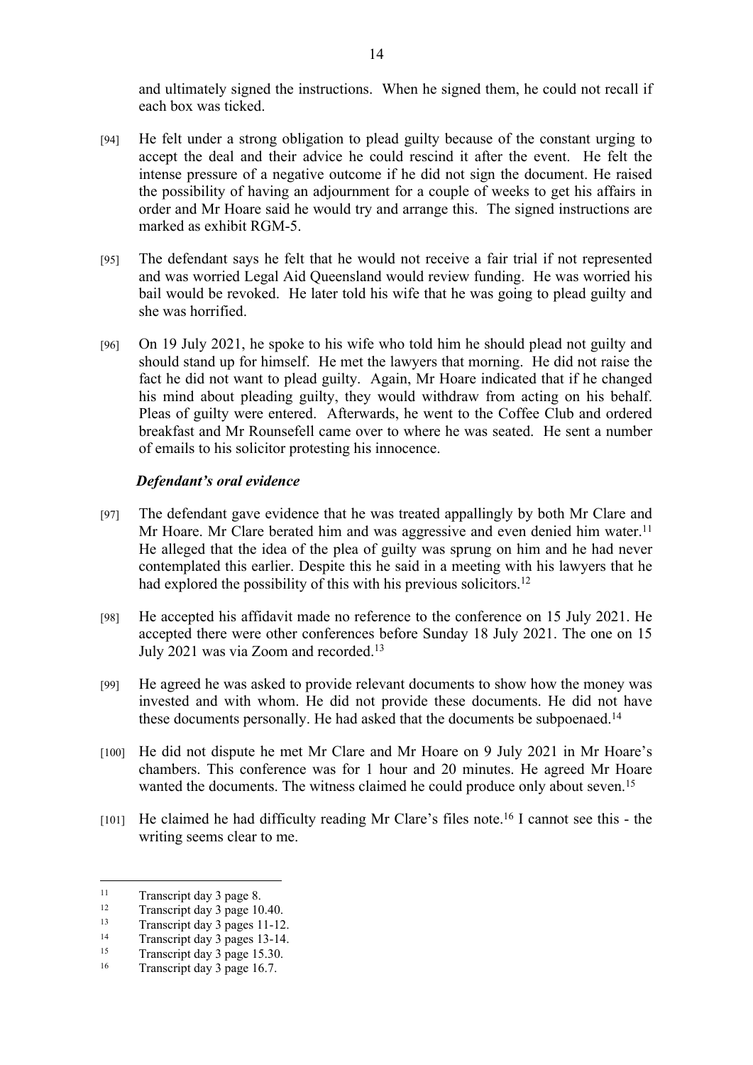and ultimately signed the instructions. When he signed them, he could not recall if each box was ticked.

[94] He felt under a strong obligation to plead guilty because of the constant urging to accept the deal and their advice he could rescind it after the event. He felt the intense pressure of a negative outcome if he did not sign the document. He raised the possibility of having an adjournment for a couple of weeks to get his affairs in order and Mr Hoare said he would try and arrange this. The signed instructions are marked as exhibit RGM-5.

[95] The defendant says he felt that he would not receive a fair trial if not represented and was worried Legal Aid Queensland would review funding. He was worried his bail would be revoked. He later told his wife that he was going to plead guilty and she was horrified.

[96] On 19 July 2021, he spoke to his wife who told him he should plead not guilty and should stand up for himself. He met the lawyers that morning. He did not raise the fact he did not want to plead guilty. Again, Mr Hoare indicated that if he changed his mind about pleading guilty, they would withdraw from acting on his behalf. Pleas of guilty were entered. Afterwards, he went to the Coffee Club and ordered breakfast and Mr Rounsefell came over to where he was seated. He sent a number of emails to his solicitor protesting his innocence.

### *Defendant's oral evidence*

[97] The defendant gave evidence that he was treated appallingly by both Mr Clare and Mr Hoare. Mr Clare berated him and was aggressive and even denied him water.[11] He alleged that the idea of the plea of guilty was sprung on him and he had never contemplated this earlier. Despite this he said in a meeting with his lawyers that he had explored the possibility of this with his previous solicitors.[12]

[98] He accepted his affidavit made no reference to the conference on 15 July 2021. He accepted there were other conferences before Sunday 18 July 2021. The one on 15 July 2021 was via Zoom and recorded.[13]

[99] He agreed he was asked to provide relevant documents to show how the money was invested and with whom. He did not provide these documents. He did not have these documents personally. He had asked that the documents be subpoenaed.[14]

[100] He did not dispute he met Mr Clare and Mr Hoare on 9 July 2021 in Mr Hoare's chambers. This conference was for 1 hour and 20 minutes. He agreed Mr Hoare wanted the documents. The witness claimed he could produce only about seven.[15]

[101] He claimed he had difficulty reading Mr Clare's files note.[16] I cannot see this - the writing seems clear to me.

---

[11] Transcript day 3 page 8.

[12] Transcript day 3 page 10.40.

[13] Transcript day 3 pages 11-12.

[14] Transcript day 3 pages 13-14.

[15] Transcript day 3 page 15.30.

[16] Transcript day 3 page 16.7.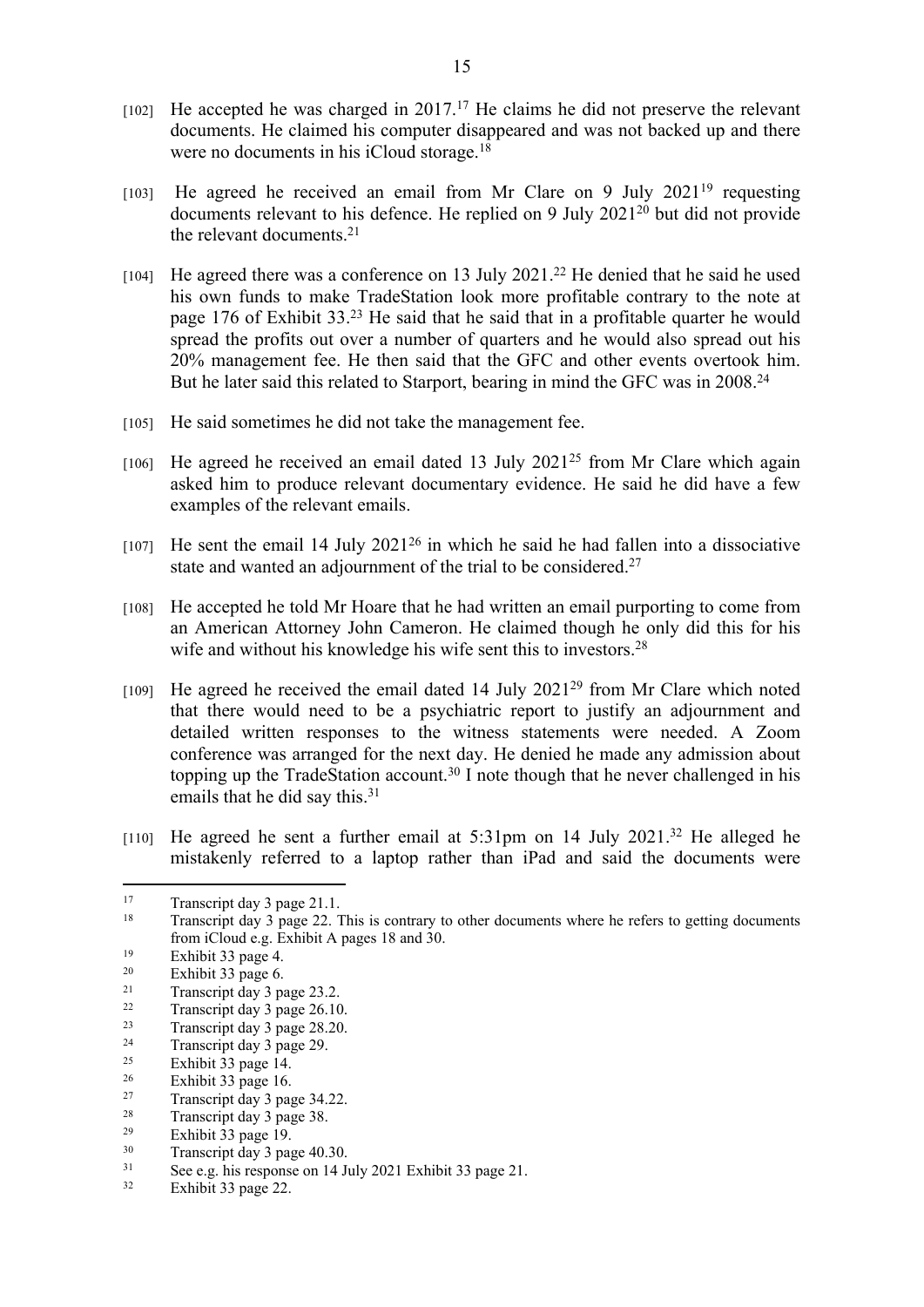[102] He accepted he was charged in 2017.[17] He claims he did not preserve the relevant documents. He claimed his computer disappeared and was not backed up and there were no documents in his iCloud storage.[18]

[103] He agreed he received an email from Mr Clare on 9 July 2021[19] requesting documents relevant to his defence. He replied on 9 July 2021[20] but did not provide the relevant documents.[21]

[104] He agreed there was a conference on 13 July 2021.[22] He denied that he said he used his own funds to make TradeStation look more profitable contrary to the note at page 176 of Exhibit 33.[23] He said that he said that in a profitable quarter he would spread the profits out over a number of quarters and he would also spread out his 20% management fee. He then said that the GFC and other events overtook him. But he later said this related to Starport, bearing in mind the GFC was in 2008.[24]

[105] He said sometimes he did not take the management fee.

[106] He agreed he received an email dated 13 July 2021[25] from Mr Clare which again asked him to produce relevant documentary evidence. He said he did have a few examples of the relevant emails.

[107] He sent the email 14 July 2021[26] in which he said he had fallen into a dissociative state and wanted an adjournment of the trial to be considered.[27]

[108] He accepted he told Mr Hoare that he had written an email purporting to come from an American Attorney John Cameron. He claimed though he only did this for his wife and without his knowledge his wife sent this to investors.[28]

[109] He agreed he received the email dated 14 July 2021[29] from Mr Clare which noted that there would need to be a psychiatric report to justify an adjournment and detailed written responses to the witness statements were needed. A Zoom conference was arranged for the next day. He denied he made any admission about topping up the TradeStation account.[30] I note though that he never challenged in his emails that he did say this.[31]

[110] He agreed he sent a further email at 5:31pm on 14 July 2021.[32] He alleged he mistakenly referred to a laptop rather than iPad and said the documents were

---

[17] Transcript day 3 page 21.1.

[18] Transcript day 3 page 22. This is contrary to other documents where he refers to getting documents from iCloud e.g. Exhibit A pages 18 and 30.

[19] Exhibit 33 page 4.

[20] Exhibit 33 page 6.

[21] Transcript day 3 page 23.2.

[22] Transcript day 3 page 26.10.

[23] Transcript day 3 page 28.20.

[24] Transcript day 3 page 29.

[25] Exhibit 33 page 14.

[26] Exhibit 33 page 16.

[27] Transcript day 3 page 34.22.

[28] Transcript day 3 page 38.

[29] Exhibit 33 page 19.

[30] Transcript day 3 page 40.30.

[31] See e.g. his response on 14 July 2021 Exhibit 33 page 21.

[32] Exhibit 33 page 22.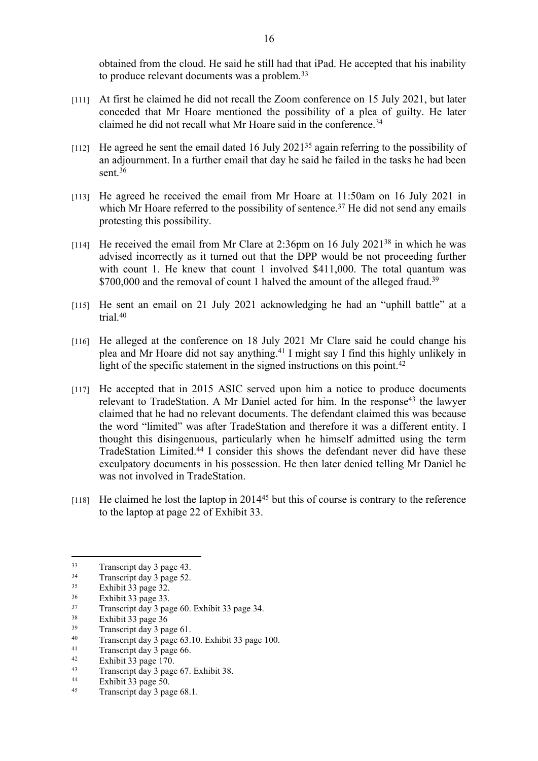obtained from the cloud. He said he still had that iPad. He accepted that his inability to produce relevant documents was a problem.[33]

[111] At first he claimed he did not recall the Zoom conference on 15 July 2021, but later conceded that Mr Hoare mentioned the possibility of a plea of guilty. He later claimed he did not recall what Mr Hoare said in the conference.[34]

[112] He agreed he sent the email dated 16 July 2021[35] again referring to the possibility of an adjournment. In a further email that day he said he failed in the tasks he had been sent.[36]

[113] He agreed he received the email from Mr Hoare at 11:50am on 16 July 2021 in which Mr Hoare referred to the possibility of sentence.[37] He did not send any emails protesting this possibility.

[114] He received the email from Mr Clare at 2:36pm on 16 July 2021[38] in which he was advised incorrectly as it turned out that the DPP would be not proceeding further with count 1. He knew that count 1 involved $411,000. The total quantum was $700,000 and the removal of count 1 halved the amount of the alleged fraud.[39]

[115] He sent an email on 21 July 2021 acknowledging he had an "uphill battle" at a trial.[40]

[116] He alleged at the conference on 18 July 2021 Mr Clare said he could change his plea and Mr Hoare did not say anything.[41] I might say I find this highly unlikely in light of the specific statement in the signed instructions on this point.[42]

[117] He accepted that in 2015 ASIC served upon him a notice to produce documents relevant to TradeStation. A Mr Daniel acted for him. In the response[43] the lawyer claimed that he had no relevant documents. The defendant claimed this was because the word "limited" was after TradeStation and therefore it was a different entity. I thought this disingenuous, particularly when he himself admitted using the term TradeStation Limited.[44] I consider this shows the defendant never did have these exculpatory documents in his possession. He then later denied telling Mr Daniel he was not involved in TradeStation.

[118] He claimed he lost the laptop in 2014[45] but this of course is contrary to the reference to the laptop at page 22 of Exhibit 33.

---

[33] Transcript day 3 page 43.
[34] Transcript day 3 page 52.
[35] Exhibit 33 page 32.
[36] Exhibit 33 page 33.
[37] Transcript day 3 page 60. Exhibit 33 page 34.
[38] Exhibit 33 page 36
[39] Transcript day 3 page 61.
[40] Transcript day 3 page 63.10. Exhibit 33 page 100.
[41] Transcript day 3 page 66.
[42] Exhibit 33 page 170.
[43] Transcript day 3 page 67. Exhibit 38.
[44] Exhibit 33 page 50.
[45] Transcript day 3 page 68.1.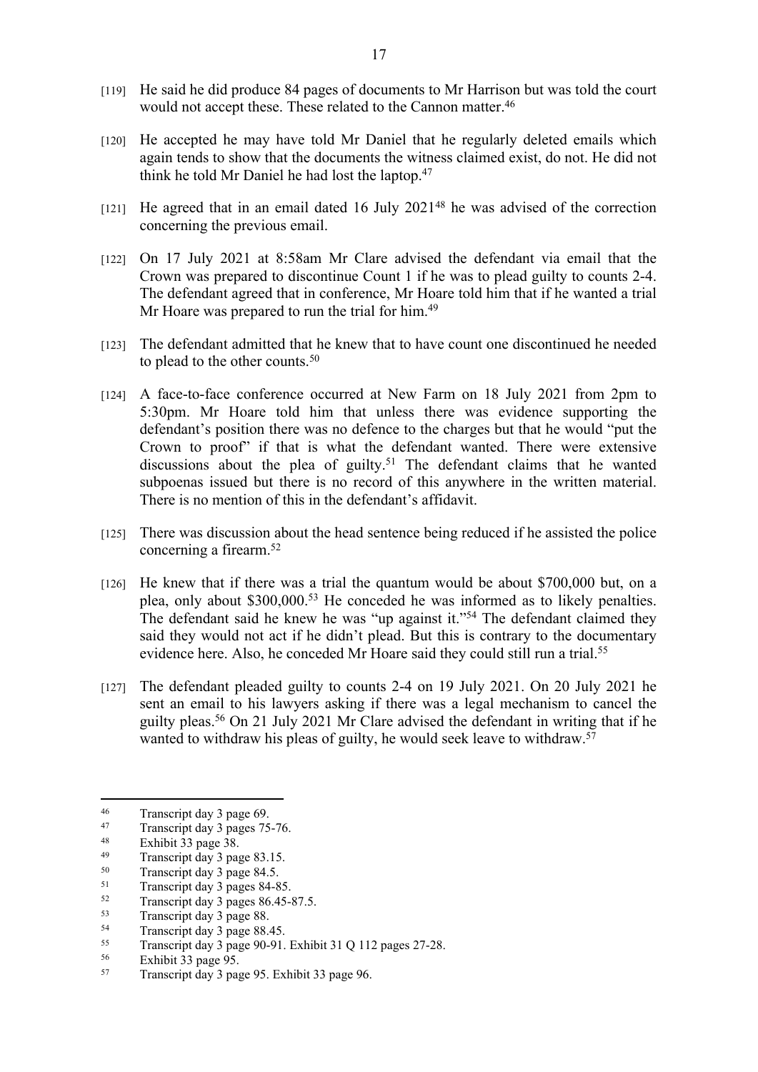[119] He said he did produce 84 pages of documents to Mr Harrison but was told the court would not accept these. These related to the Cannon matter.[46]

[120] He accepted he may have told Mr Daniel that he regularly deleted emails which again tends to show that the documents the witness claimed exist, do not. He did not think he told Mr Daniel he had lost the laptop.[47]

[121] He agreed that in an email dated 16 July 2021[48] he was advised of the correction concerning the previous email.

[122] On 17 July 2021 at 8:58am Mr Clare advised the defendant via email that the Crown was prepared to discontinue Count 1 if he was to plead guilty to counts 2-4. The defendant agreed that in conference, Mr Hoare told him that if he wanted a trial Mr Hoare was prepared to run the trial for him.[49]

[123] The defendant admitted that he knew that to have count one discontinued he needed to plead to the other counts.[50]

[124] A face-to-face conference occurred at New Farm on 18 July 2021 from 2pm to 5:30pm. Mr Hoare told him that unless there was evidence supporting the defendant's position there was no defence to the charges but that he would "put the Crown to proof" if that is what the defendant wanted. There were extensive discussions about the plea of guilty.[51] The defendant claims that he wanted subpoenas issued but there is no record of this anywhere in the written material. There is no mention of this in the defendant's affidavit.

[125] There was discussion about the head sentence being reduced if he assisted the police concerning a firearm.[52]

[126] He knew that if there was a trial the quantum would be about $700,000 but, on a plea, only about $300,000.[53] He conceded he was informed as to likely penalties. The defendant said he knew he was "up against it."[54] The defendant claimed they said they would not act if he didn't plead. But this is contrary to the documentary evidence here. Also, he conceded Mr Hoare said they could still run a trial.[55]

[127] The defendant pleaded guilty to counts 2-4 on 19 July 2021. On 20 July 2021 he sent an email to his lawyers asking if there was a legal mechanism to cancel the guilty pleas.[56] On 21 July 2021 Mr Clare advised the defendant in writing that if he wanted to withdraw his pleas of guilty, he would seek leave to withdraw.[57]

---

[46] Transcript day 3 page 69.

[47] Transcript day 3 pages 75-76.

[48] Exhibit 33 page 38.

[49] Transcript day 3 page 83.15.

[50] Transcript day 3 page 84.5.

[51] Transcript day 3 pages 84-85.

[52] Transcript day 3 pages 86.45-87.5.

[53] Transcript day 3 page 88.

[54] Transcript day 3 page 88.45.

[55] Transcript day 3 page 90-91. Exhibit 31 Q 112 pages 27-28.

[56] Exhibit 33 page 95.

[57] Transcript day 3 page 95. Exhibit 33 page 96.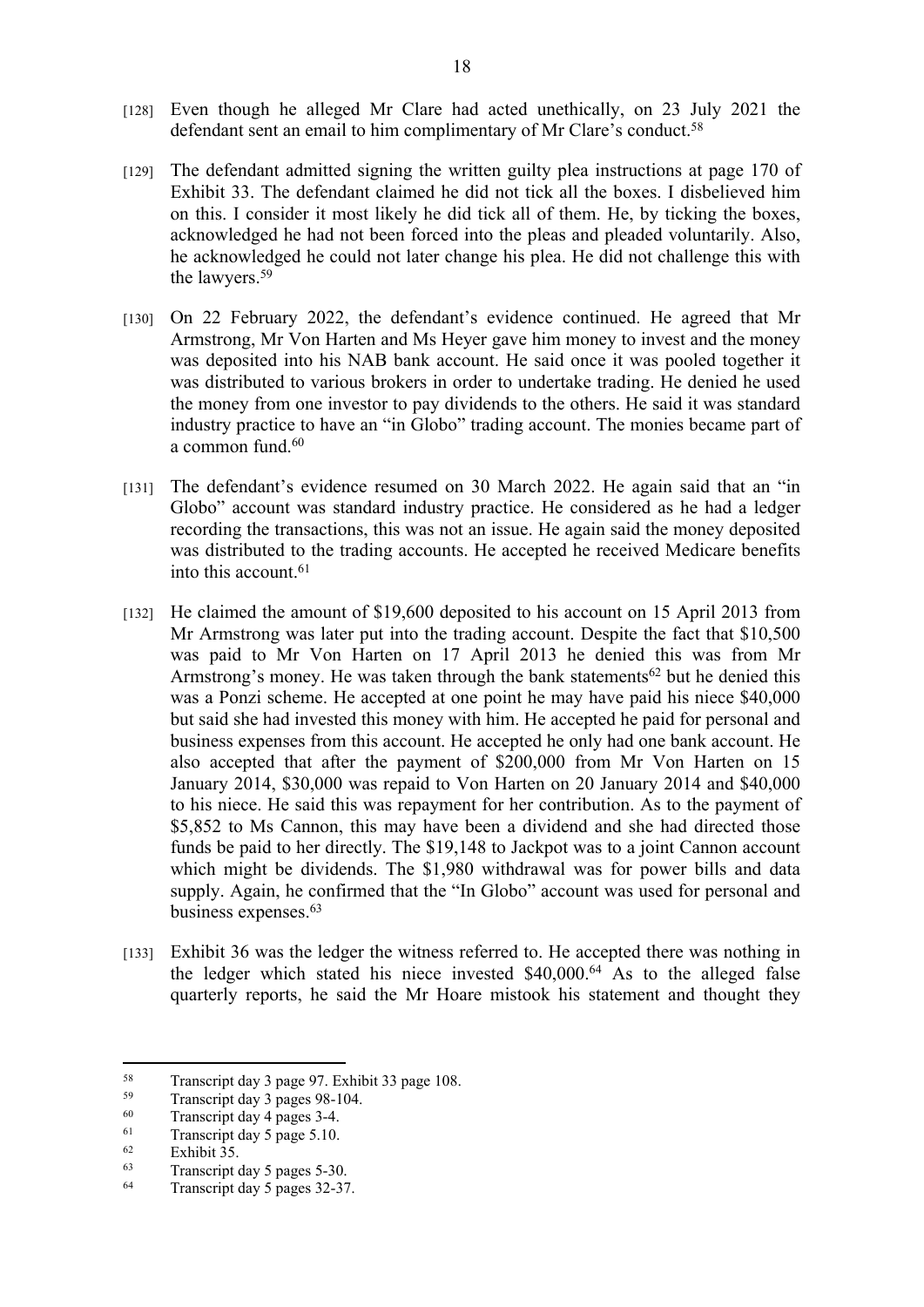[128] Even though he alleged Mr Clare had acted unethically, on 23 July 2021 the defendant sent an email to him complimentary of Mr Clare's conduct.[58]

[129] The defendant admitted signing the written guilty plea instructions at page 170 of Exhibit 33. The defendant claimed he did not tick all the boxes. I disbelieved him on this. I consider it most likely he did tick all of them. He, by ticking the boxes, acknowledged he had not been forced into the pleas and pleaded voluntarily. Also, he acknowledged he could not later change his plea. He did not challenge this with the lawyers.[59]

[130] On 22 February 2022, the defendant's evidence continued. He agreed that Mr Armstrong, Mr Von Harten and Ms Heyer gave him money to invest and the money was deposited into his NAB bank account. He said once it was pooled together it was distributed to various brokers in order to undertake trading. He denied he used the money from one investor to pay dividends to the others. He said it was standard industry practice to have an "in Globo" trading account. The monies became part of a common fund.[60]

[131] The defendant's evidence resumed on 30 March 2022. He again said that an "in Globo" account was standard industry practice. He considered as he had a ledger recording the transactions, this was not an issue. He again said the money deposited was distributed to the trading accounts. He accepted he received Medicare benefits into this account.[61]

[132] He claimed the amount of $19,600 deposited to his account on 15 April 2013 from Mr Armstrong was later put into the trading account. Despite the fact that $10,500 was paid to Mr Von Harten on 17 April 2013 he denied this was from Mr Armstrong's money. He was taken through the bank statements[62] but he denied this was a Ponzi scheme. He accepted at one point he may have paid his niece $40,000 but said she had invested this money with him. He accepted he paid for personal and business expenses from this account. He accepted he only had one bank account. He also accepted that after the payment of $200,000 from Mr Von Harten on 15 January 2014, $30,000 was repaid to Von Harten on 20 January 2014 and $40,000 to his niece. He said this was repayment for her contribution. As to the payment of $5,852 to Ms Cannon, this may have been a dividend and she had directed those funds be paid to her directly. The $19,148 to Jackpot was to a joint Cannon account which might be dividends. The $1,980 withdrawal was for power bills and data supply. Again, he confirmed that the "In Globo" account was used for personal and business expenses.[63]

[133] Exhibit 36 was the ledger the witness referred to. He accepted there was nothing in the ledger which stated his niece invested $40,000.[64] As to the alleged false quarterly reports, he said the Mr Hoare mistook his statement and thought they

---

[58] Transcript day 3 page 97. Exhibit 33 page 108.

[59] Transcript day 3 pages 98-104.

[60] Transcript day 4 pages 3-4.

[61] Transcript day 5 page 5.10.

[62] Exhibit 35.

[63] Transcript day 5 pages 5-30.

[64] Transcript day 5 pages 32-37.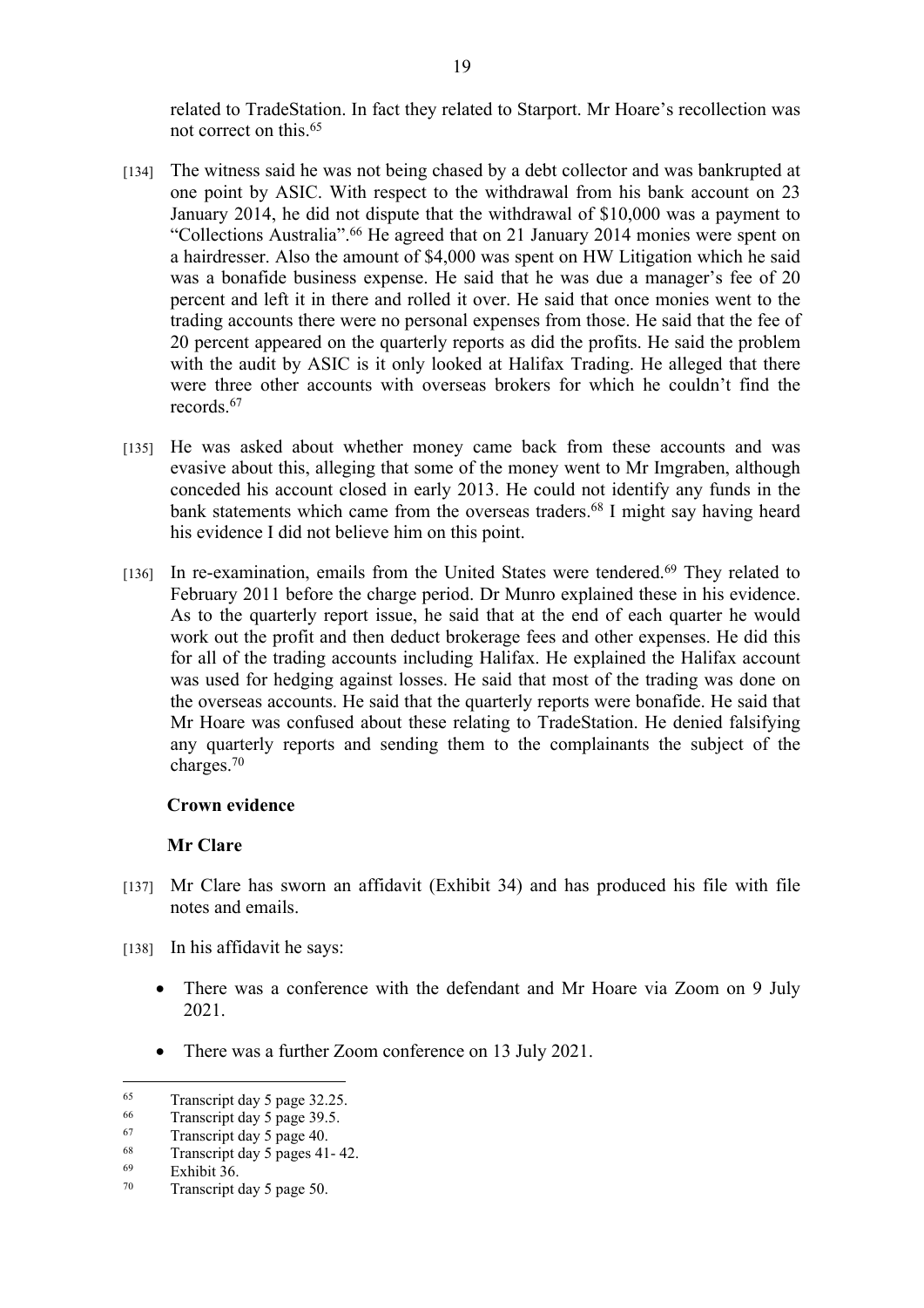related to TradeStation. In fact they related to Starport. Mr Hoare's recollection was not correct on this.[65]

[134] The witness said he was not being chased by a debt collector and was bankrupted at one point by ASIC. With respect to the withdrawal from his bank account on 23 January 2014, he did not dispute that the withdrawal of $10,000 was a payment to "Collections Australia".[66] He agreed that on 21 January 2014 monies were spent on a hairdresser. Also the amount of $4,000 was spent on HW Litigation which he said was a bonafide business expense. He said that he was due a manager's fee of 20 percent and left it in there and rolled it over. He said that once monies went to the trading accounts there were no personal expenses from those. He said that the fee of 20 percent appeared on the quarterly reports as did the profits. He said the problem with the audit by ASIC is it only looked at Halifax Trading. He alleged that there were three other accounts with overseas brokers for which he couldn't find the records.[67]

[135] He was asked about whether money came back from these accounts and was evasive about this, alleging that some of the money went to Mr Imgraben, although conceded his account closed in early 2013. He could not identify any funds in the bank statements which came from the overseas traders.[68] I might say having heard his evidence I did not believe him on this point.

[136] In re-examination, emails from the United States were tendered.[69] They related to February 2011 before the charge period. Dr Munro explained these in his evidence. As to the quarterly report issue, he said that at the end of each quarter he would work out the profit and then deduct brokerage fees and other expenses. He did this for all of the trading accounts including Halifax. He explained the Halifax account was used for hedging against losses. He said that most of the trading was done on the overseas accounts. He said that the quarterly reports were bonafide. He said that Mr Hoare was confused about these relating to TradeStation. He denied falsifying any quarterly reports and sending them to the complainants the subject of the charges.[70]

**Crown evidence**

**Mr Clare**

[137] Mr Clare has sworn an affidavit (Exhibit 34) and has produced his file with file notes and emails.

[138] In his affidavit he says:

- There was a conference with the defendant and Mr Hoare via Zoom on 9 July 2021.
- There was a further Zoom conference on 13 July 2021.

---

[65] Transcript day 5 page 32.25.

[66] Transcript day 5 page 39.5.

[67] Transcript day 5 page 40.

[68] Transcript day 5 pages 41- 42.

[69] Exhibit 36.

[70] Transcript day 5 page 50.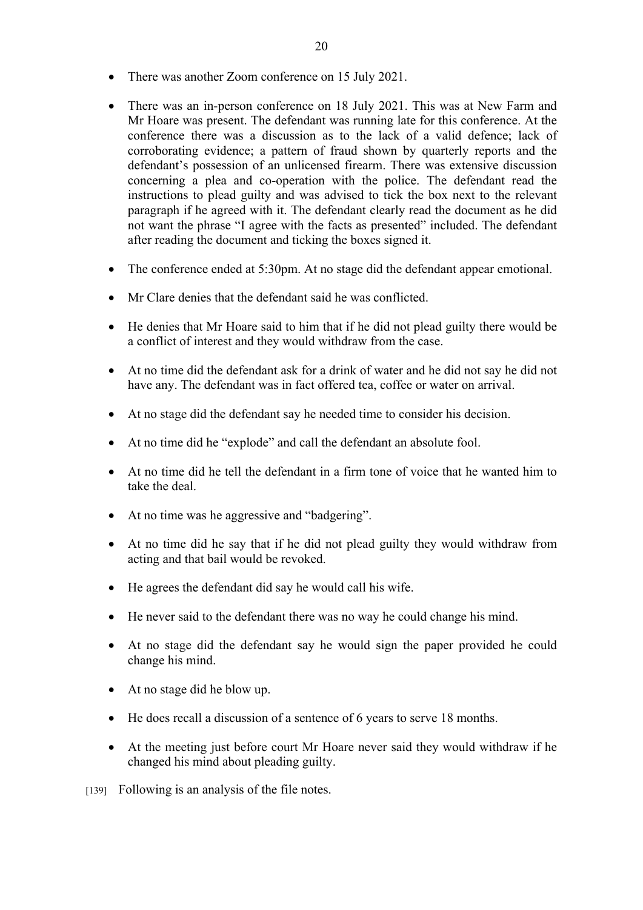- There was another Zoom conference on 15 July 2021.
- There was an in-person conference on 18 July 2021. This was at New Farm and Mr Hoare was present. The defendant was running late for this conference. At the conference there was a discussion as to the lack of a valid defence; lack of corroborating evidence; a pattern of fraud shown by quarterly reports and the defendant's possession of an unlicensed firearm. There was extensive discussion concerning a plea and co-operation with the police. The defendant read the instructions to plead guilty and was advised to tick the box next to the relevant paragraph if he agreed with it. The defendant clearly read the document as he did not want the phrase "I agree with the facts as presented" included. The defendant after reading the document and ticking the boxes signed it.
- The conference ended at 5:30pm. At no stage did the defendant appear emotional.
- Mr Clare denies that the defendant said he was conflicted.
- He denies that Mr Hoare said to him that if he did not plead guilty there would be a conflict of interest and they would withdraw from the case.
- At no time did the defendant ask for a drink of water and he did not say he did not have any. The defendant was in fact offered tea, coffee or water on arrival.
- At no stage did the defendant say he needed time to consider his decision.
- At no time did he "explode" and call the defendant an absolute fool.
- At no time did he tell the defendant in a firm tone of voice that he wanted him to take the deal.
- At no time was he aggressive and "badgering".
- At no time did he say that if he did not plead guilty they would withdraw from acting and that bail would be revoked.
- He agrees the defendant did say he would call his wife.
- He never said to the defendant there was no way he could change his mind.
- At no stage did the defendant say he would sign the paper provided he could change his mind.
- At no stage did he blow up.
- He does recall a discussion of a sentence of 6 years to serve 18 months.
- At the meeting just before court Mr Hoare never said they would withdraw if he changed his mind about pleading guilty.

[139] Following is an analysis of the file notes.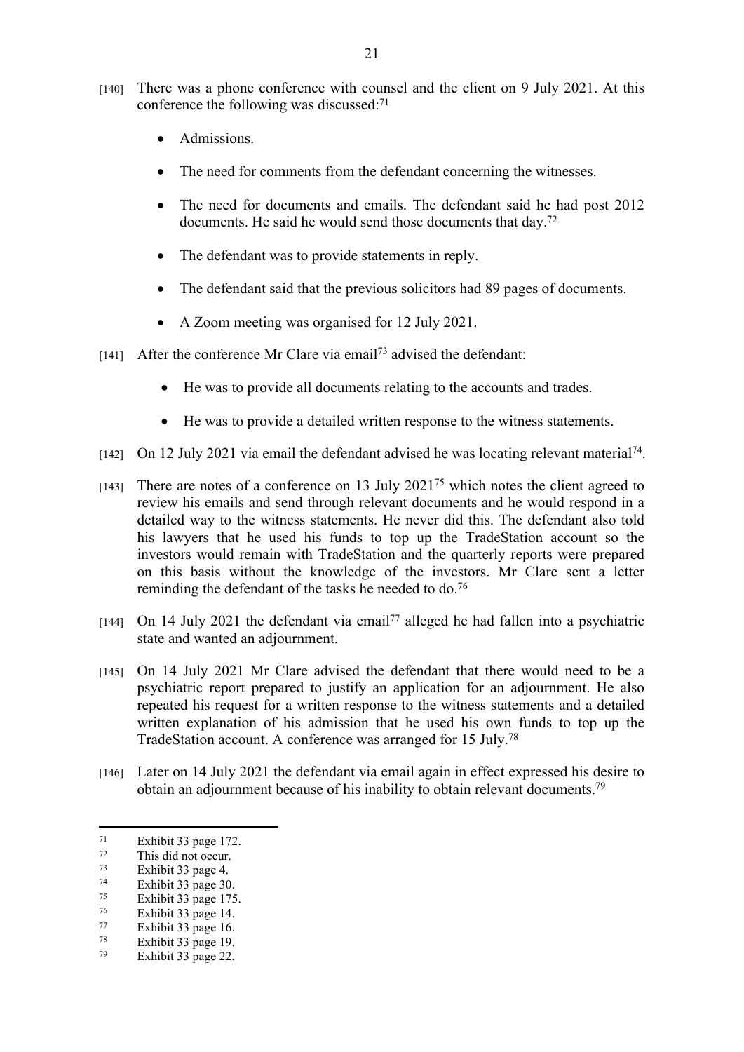[140] There was a phone conference with counsel and the client on 9 July 2021. At this conference the following was discussed:[71]

- Admissions.
- The need for comments from the defendant concerning the witnesses.
- The need for documents and emails. The defendant said he had post 2012 documents. He said he would send those documents that day.[72]
- The defendant was to provide statements in reply.
- The defendant said that the previous solicitors had 89 pages of documents.
- A Zoom meeting was organised for 12 July 2021.

[141] After the conference Mr Clare via email[73] advised the defendant:

- He was to provide all documents relating to the accounts and trades.
- He was to provide a detailed written response to the witness statements.

[142] On 12 July 2021 via email the defendant advised he was locating relevant material[74].

[143] There are notes of a conference on 13 July 2021[75] which notes the client agreed to review his emails and send through relevant documents and he would respond in a detailed way to the witness statements. He never did this. The defendant also told his lawyers that he used his funds to top up the TradeStation account so the investors would remain with TradeStation and the quarterly reports were prepared on this basis without the knowledge of the investors. Mr Clare sent a letter reminding the defendant of the tasks he needed to do.[76]

[144] On 14 July 2021 the defendant via email[77] alleged he had fallen into a psychiatric state and wanted an adjournment.

[145] On 14 July 2021 Mr Clare advised the defendant that there would need to be a psychiatric report prepared to justify an application for an adjournment. He also repeated his request for a written response to the witness statements and a detailed written explanation of his admission that he used his own funds to top up the TradeStation account. A conference was arranged for 15 July.[78]

[146] Later on 14 July 2021 the defendant via email again in effect expressed his desire to obtain an adjournment because of his inability to obtain relevant documents.[79]

---

[71] Exhibit 33 page 172.
[72] This did not occur.
[73] Exhibit 33 page 4.
[74] Exhibit 33 page 30.
[75] Exhibit 33 page 175.
[76] Exhibit 33 page 14.
[77] Exhibit 33 page 16.
[78] Exhibit 33 page 19.
[79] Exhibit 33 page 22.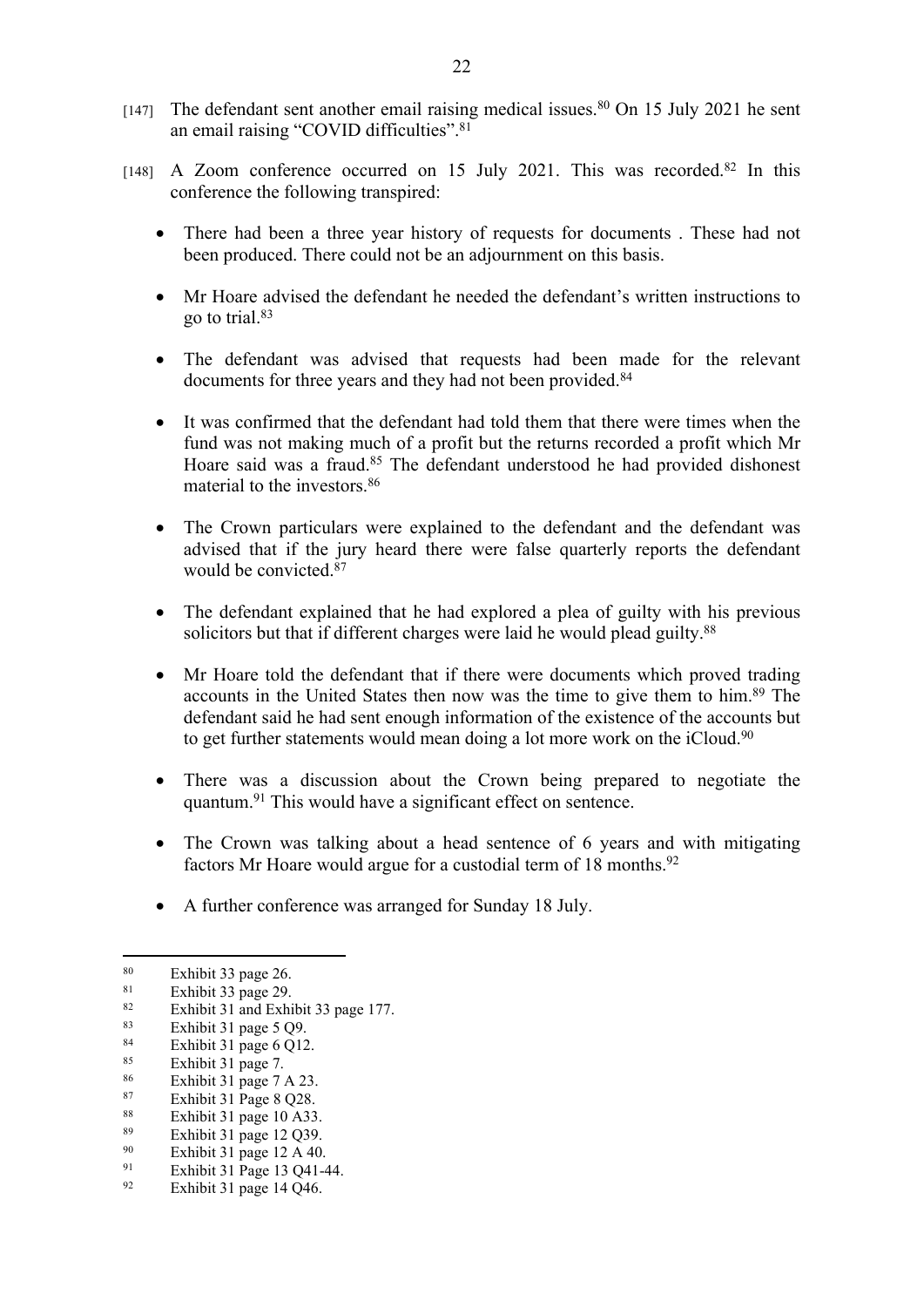[147] The defendant sent another email raising medical issues.[80] On 15 July 2021 he sent an email raising "COVID difficulties".[81]

[148] A Zoom conference occurred on 15 July 2021. This was recorded.[82] In this conference the following transpired:

- There had been a three year history of requests for documents . These had not been produced. There could not be an adjournment on this basis.
- Mr Hoare advised the defendant he needed the defendant's written instructions to go to trial.[83]
- The defendant was advised that requests had been made for the relevant documents for three years and they had not been provided.[84]
- It was confirmed that the defendant had told them that there were times when the fund was not making much of a profit but the returns recorded a profit which Mr Hoare said was a fraud.[85] The defendant understood he had provided dishonest material to the investors.[86]
- The Crown particulars were explained to the defendant and the defendant was advised that if the jury heard there were false quarterly reports the defendant would be convicted.[87]
- The defendant explained that he had explored a plea of guilty with his previous solicitors but that if different charges were laid he would plead guilty.[88]
- Mr Hoare told the defendant that if there were documents which proved trading accounts in the United States then now was the time to give them to him.[89] The defendant said he had sent enough information of the existence of the accounts but to get further statements would mean doing a lot more work on the iCloud.[90]
- There was a discussion about the Crown being prepared to negotiate the quantum.[91] This would have a significant effect on sentence.
- The Crown was talking about a head sentence of 6 years and with mitigating factors Mr Hoare would argue for a custodial term of 18 months.[92]
- A further conference was arranged for Sunday 18 July.

---

[80] Exhibit 33 page 26.
[81] Exhibit 33 page 29.
[82] Exhibit 31 and Exhibit 33 page 177.
[83] Exhibit 31 page 5 Q9.
[84] Exhibit 31 page 6 Q12.
[85] Exhibit 31 page 7.
[86] Exhibit 31 page 7 A 23.
[87] Exhibit 31 Page 8 Q28.
[88] Exhibit 31 page 10 A33.
[89] Exhibit 31 page 12 Q39.
[90] Exhibit 31 page 12 A 40.
[91] Exhibit 31 Page 13 Q41-44.
[92] Exhibit 31 page 14 Q46.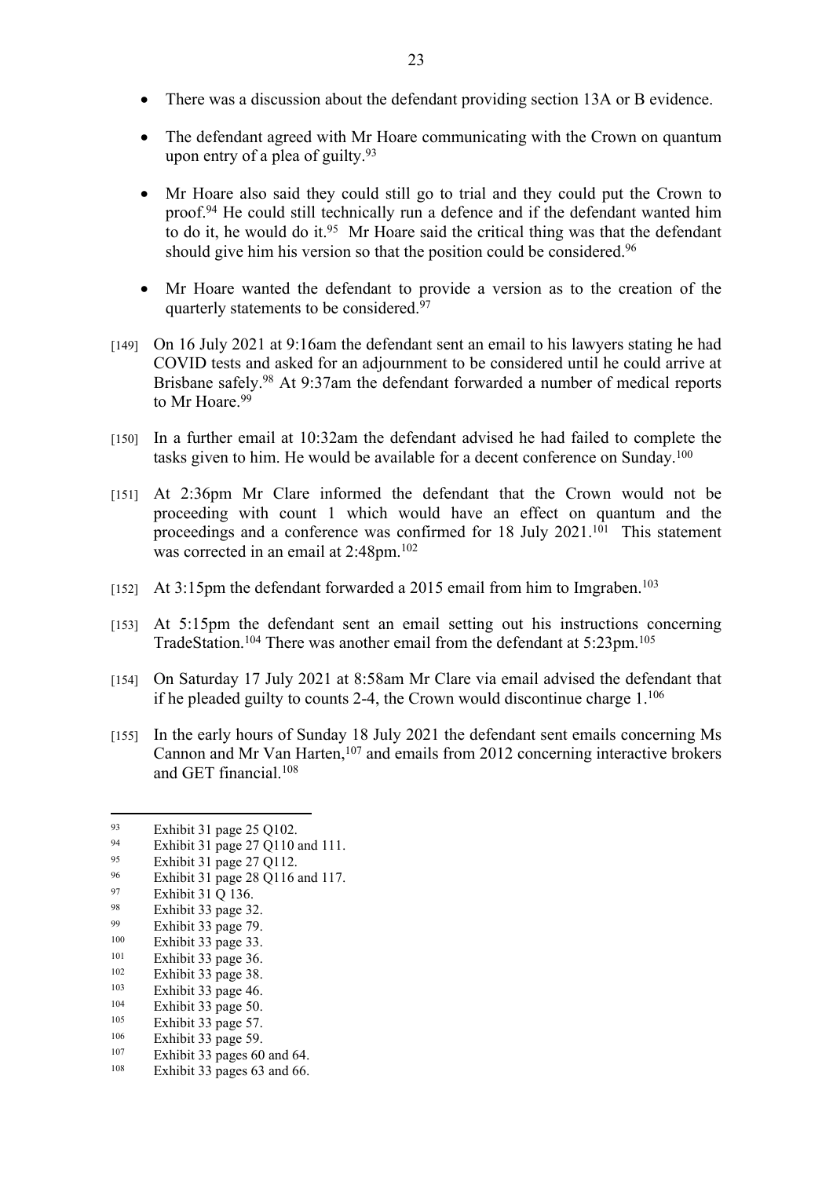- There was a discussion about the defendant providing section 13A or B evidence.

- The defendant agreed with Mr Hoare communicating with the Crown on quantum upon entry of a plea of guilty.[93]

- Mr Hoare also said they could still go to trial and they could put the Crown to proof.[94] He could still technically run a defence and if the defendant wanted him to do it, he would do it.[95] Mr Hoare said the critical thing was that the defendant should give him his version so that the position could be considered.[96]

- Mr Hoare wanted the defendant to provide a version as to the creation of the quarterly statements to be considered.[97]

[149] On 16 July 2021 at 9:16am the defendant sent an email to his lawyers stating he had COVID tests and asked for an adjournment to be considered until he could arrive at Brisbane safely.[98] At 9:37am the defendant forwarded a number of medical reports to Mr Hoare.[99]

[150] In a further email at 10:32am the defendant advised he had failed to complete the tasks given to him. He would be available for a decent conference on Sunday.[100]

[151] At 2:36pm Mr Clare informed the defendant that the Crown would not be proceeding with count 1 which would have an effect on quantum and the proceedings and a conference was confirmed for 18 July 2021.[101] This statement was corrected in an email at 2:48pm.[102]

[152] At 3:15pm the defendant forwarded a 2015 email from him to Imgraben.[103]

[153] At 5:15pm the defendant sent an email setting out his instructions concerning TradeStation.[104] There was another email from the defendant at 5:23pm.[105]

[154] On Saturday 17 July 2021 at 8:58am Mr Clare via email advised the defendant that if he pleaded guilty to counts 2-4, the Crown would discontinue charge 1.[106]

[155] In the early hours of Sunday 18 July 2021 the defendant sent emails concerning Ms Cannon and Mr Van Harten,[107] and emails from 2012 concerning interactive brokers and GET financial.[108]

---

[93] Exhibit 31 page 25 Q102.
[94] Exhibit 31 page 27 Q110 and 111.
[95] Exhibit 31 page 27 Q112.
[96] Exhibit 31 page 28 Q116 and 117.
[97] Exhibit 31 Q 136.
[98] Exhibit 33 page 32.
[99] Exhibit 33 page 79.
[100] Exhibit 33 page 33.
[101] Exhibit 33 page 36.
[102] Exhibit 33 page 38.
[103] Exhibit 33 page 46.
[104] Exhibit 33 page 50.
[105] Exhibit 33 page 57.
[106] Exhibit 33 page 59.
[107] Exhibit 33 pages 60 and 64.
[108] Exhibit 33 pages 63 and 66.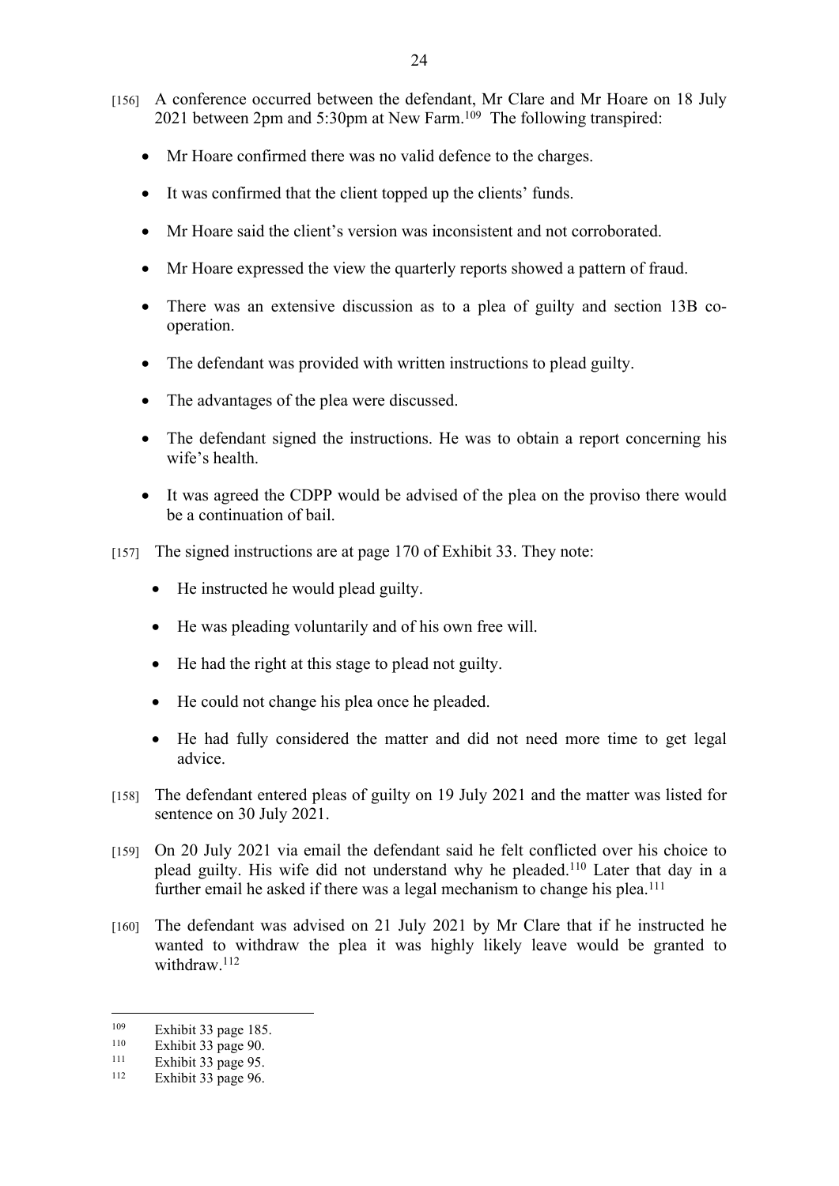[156] A conference occurred between the defendant, Mr Clare and Mr Hoare on 18 July 2021 between 2pm and 5:30pm at New Farm.[109] The following transpired:

- Mr Hoare confirmed there was no valid defence to the charges.
- It was confirmed that the client topped up the clients' funds.
- Mr Hoare said the client's version was inconsistent and not corroborated.
- Mr Hoare expressed the view the quarterly reports showed a pattern of fraud.
- There was an extensive discussion as to a plea of guilty and section 13B co-operation.
- The defendant was provided with written instructions to plead guilty.
- The advantages of the plea were discussed.
- The defendant signed the instructions. He was to obtain a report concerning his wife's health.
- It was agreed the CDPP would be advised of the plea on the proviso there would be a continuation of bail.

[157] The signed instructions are at page 170 of Exhibit 33. They note:

- He instructed he would plead guilty.
- He was pleading voluntarily and of his own free will.
- He had the right at this stage to plead not guilty.
- He could not change his plea once he pleaded.
- He had fully considered the matter and did not need more time to get legal advice.

[158] The defendant entered pleas of guilty on 19 July 2021 and the matter was listed for sentence on 30 July 2021.

[159] On 20 July 2021 via email the defendant said he felt conflicted over his choice to plead guilty. His wife did not understand why he pleaded.[110] Later that day in a further email he asked if there was a legal mechanism to change his plea.[111]

[160] The defendant was advised on 21 July 2021 by Mr Clare that if he instructed he wanted to withdraw the plea it was highly likely leave would be granted to withdraw.[112]

---

[109] Exhibit 33 page 185.
[110] Exhibit 33 page 90.
[111] Exhibit 33 page 95.
[112] Exhibit 33 page 96.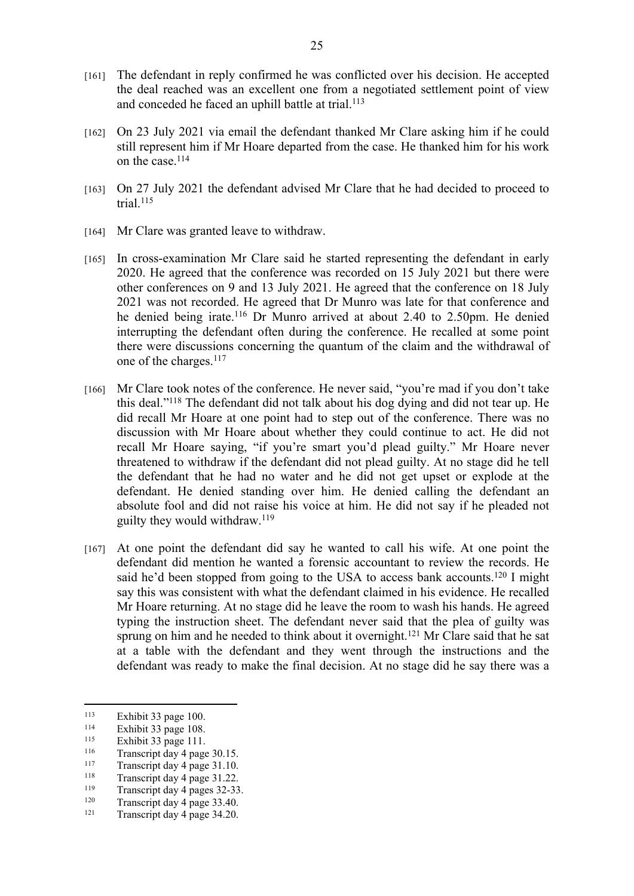[161] The defendant in reply confirmed he was conflicted over his decision. He accepted the deal reached was an excellent one from a negotiated settlement point of view and conceded he faced an uphill battle at trial.[113]

[162] On 23 July 2021 via email the defendant thanked Mr Clare asking him if he could still represent him if Mr Hoare departed from the case. He thanked him for his work on the case.[114]

[163] On 27 July 2021 the defendant advised Mr Clare that he had decided to proceed to trial.[115]

[164] Mr Clare was granted leave to withdraw.

[165] In cross-examination Mr Clare said he started representing the defendant in early 2020. He agreed that the conference was recorded on 15 July 2021 but there were other conferences on 9 and 13 July 2021. He agreed that the conference on 18 July 2021 was not recorded. He agreed that Dr Munro was late for that conference and he denied being irate.[116] Dr Munro arrived at about 2.40 to 2.50pm. He denied interrupting the defendant often during the conference. He recalled at some point there were discussions concerning the quantum of the claim and the withdrawal of one of the charges.[117]

[166] Mr Clare took notes of the conference. He never said, "you're mad if you don't take this deal."[118] The defendant did not talk about his dog dying and did not tear up. He did recall Mr Hoare at one point had to step out of the conference. There was no discussion with Mr Hoare about whether they could continue to act. He did not recall Mr Hoare saying, "if you're smart you'd plead guilty." Mr Hoare never threatened to withdraw if the defendant did not plead guilty. At no stage did he tell the defendant that he had no water and he did not get upset or explode at the defendant. He denied standing over him. He denied calling the defendant an absolute fool and did not raise his voice at him. He did not say if he pleaded not guilty they would withdraw.[119]

[167] At one point the defendant did say he wanted to call his wife. At one point the defendant did mention he wanted a forensic accountant to review the records. He said he'd been stopped from going to the USA to access bank accounts.[120] I might say this was consistent with what the defendant claimed in his evidence. He recalled Mr Hoare returning. At no stage did he leave the room to wash his hands. He agreed typing the instruction sheet. The defendant never said that the plea of guilty was sprung on him and he needed to think about it overnight.[121] Mr Clare said that he sat at a table with the defendant and they went through the instructions and the defendant was ready to make the final decision. At no stage did he say there was a

---

[113] Exhibit 33 page 100.
[114] Exhibit 33 page 108.
[115] Exhibit 33 page 111.
[116] Transcript day 4 page 30.15.
[117] Transcript day 4 page 31.10.
[118] Transcript day 4 page 31.22.
[119] Transcript day 4 pages 32-33.
[120] Transcript day 4 page 33.40.
[121] Transcript day 4 page 34.20.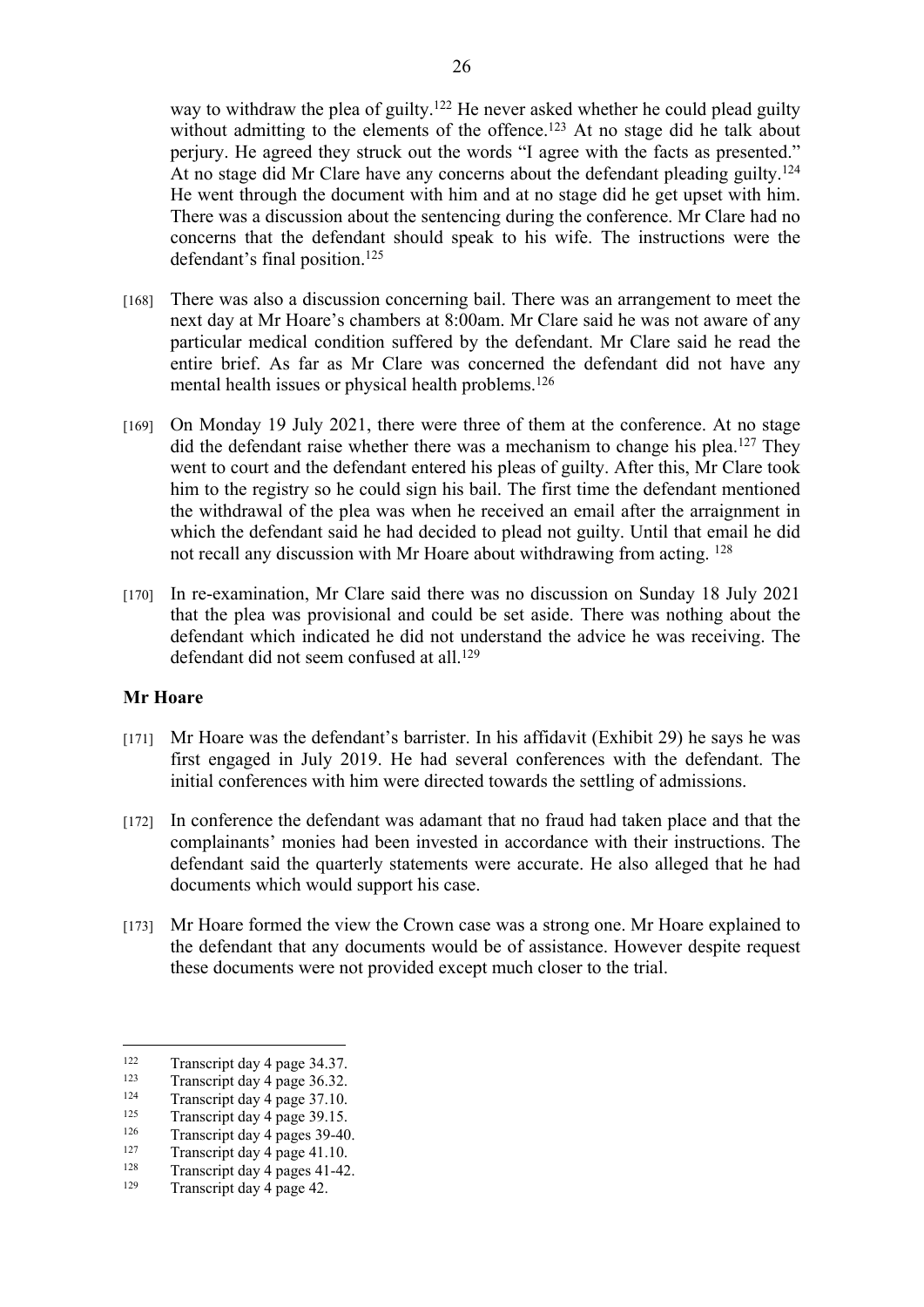way to withdraw the plea of guilty.[122] He never asked whether he could plead guilty without admitting to the elements of the offence.[123] At no stage did he talk about perjury. He agreed they struck out the words "I agree with the facts as presented." At no stage did Mr Clare have any concerns about the defendant pleading guilty.[124] He went through the document with him and at no stage did he get upset with him. There was a discussion about the sentencing during the conference. Mr Clare had no concerns that the defendant should speak to his wife. The instructions were the defendant's final position.[125]

[168] There was also a discussion concerning bail. There was an arrangement to meet the next day at Mr Hoare's chambers at 8:00am. Mr Clare said he was not aware of any particular medical condition suffered by the defendant. Mr Clare said he read the entire brief. As far as Mr Clare was concerned the defendant did not have any mental health issues or physical health problems.[126]

[169] On Monday 19 July 2021, there were three of them at the conference. At no stage did the defendant raise whether there was a mechanism to change his plea.[127] They went to court and the defendant entered his pleas of guilty. After this, Mr Clare took him to the registry so he could sign his bail. The first time the defendant mentioned the withdrawal of the plea was when he received an email after the arraignment in which the defendant said he had decided to plead not guilty. Until that email he did not recall any discussion with Mr Hoare about withdrawing from acting. [128]

[170] In re-examination, Mr Clare said there was no discussion on Sunday 18 July 2021 that the plea was provisional and could be set aside. There was nothing about the defendant which indicated he did not understand the advice he was receiving. The defendant did not seem confused at all.[129]

**Mr Hoare**

[171] Mr Hoare was the defendant's barrister. In his affidavit (Exhibit 29) he says he was first engaged in July 2019. He had several conferences with the defendant. The initial conferences with him were directed towards the settling of admissions.

[172] In conference the defendant was adamant that no fraud had taken place and that the complainants' monies had been invested in accordance with their instructions. The defendant said the quarterly statements were accurate. He also alleged that he had documents which would support his case.

[173] Mr Hoare formed the view the Crown case was a strong one. Mr Hoare explained to the defendant that any documents would be of assistance. However despite request these documents were not provided except much closer to the trial.

---

[122] Transcript day 4 page 34.37.
[123] Transcript day 4 page 36.32.
[124] Transcript day 4 page 37.10.
[125] Transcript day 4 page 39.15.
[126] Transcript day 4 pages 39-40.
[127] Transcript day 4 page 41.10.
[128] Transcript day 4 pages 41-42.
[129] Transcript day 4 page 42.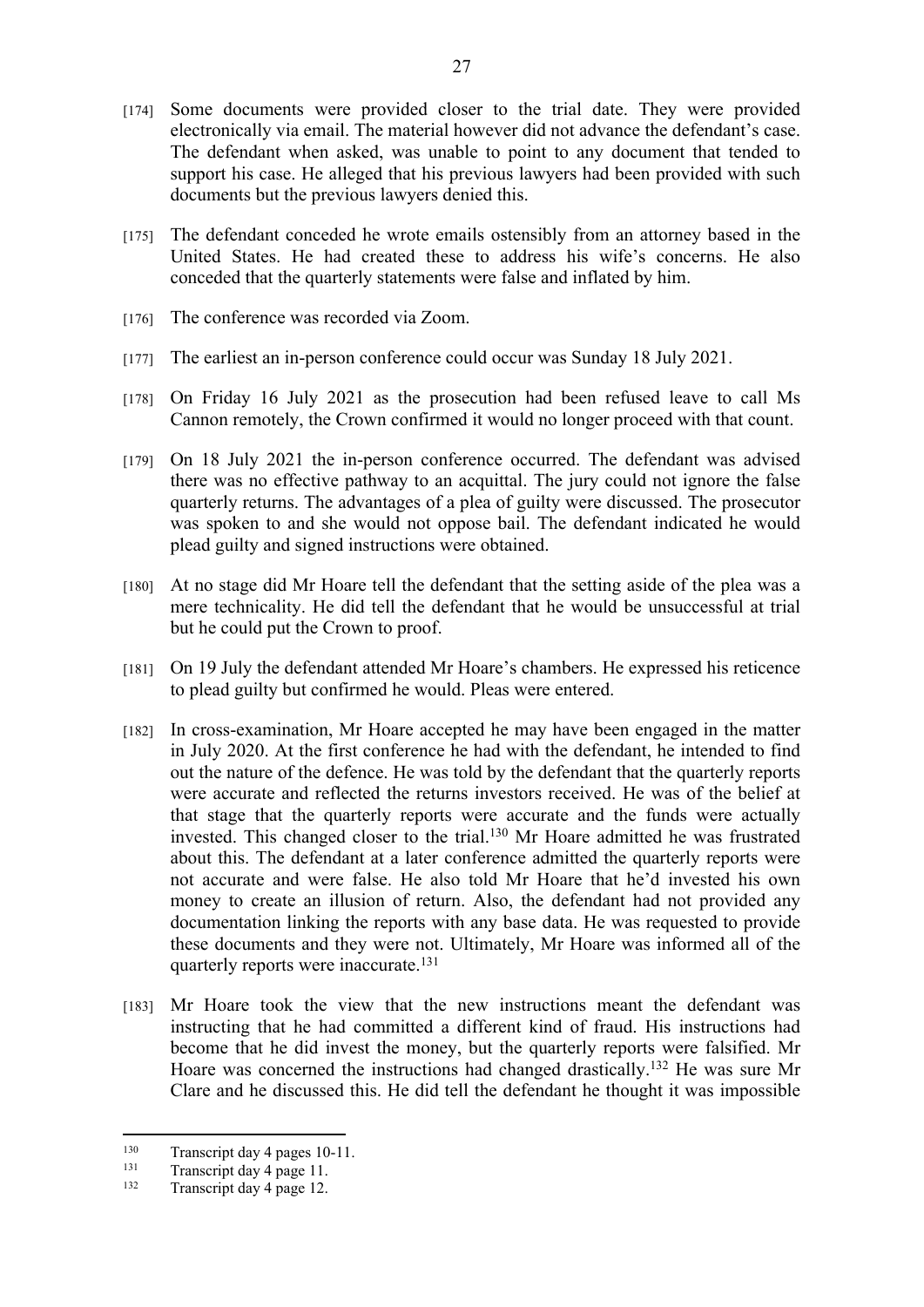[174] Some documents were provided closer to the trial date. They were provided electronically via email. The material however did not advance the defendant's case. The defendant when asked, was unable to point to any document that tended to support his case. He alleged that his previous lawyers had been provided with such documents but the previous lawyers denied this.

[175] The defendant conceded he wrote emails ostensibly from an attorney based in the United States. He had created these to address his wife's concerns. He also conceded that the quarterly statements were false and inflated by him.

[176] The conference was recorded via Zoom.

[177] The earliest an in-person conference could occur was Sunday 18 July 2021.

[178] On Friday 16 July 2021 as the prosecution had been refused leave to call Ms Cannon remotely, the Crown confirmed it would no longer proceed with that count.

[179] On 18 July 2021 the in-person conference occurred. The defendant was advised there was no effective pathway to an acquittal. The jury could not ignore the false quarterly returns. The advantages of a plea of guilty were discussed. The prosecutor was spoken to and she would not oppose bail. The defendant indicated he would plead guilty and signed instructions were obtained.

[180] At no stage did Mr Hoare tell the defendant that the setting aside of the plea was a mere technicality. He did tell the defendant that he would be unsuccessful at trial but he could put the Crown to proof.

[181] On 19 July the defendant attended Mr Hoare's chambers. He expressed his reticence to plead guilty but confirmed he would. Pleas were entered.

[182] In cross-examination, Mr Hoare accepted he may have been engaged in the matter in July 2020. At the first conference he had with the defendant, he intended to find out the nature of the defence. He was told by the defendant that the quarterly reports were accurate and reflected the returns investors received. He was of the belief at that stage that the quarterly reports were accurate and the funds were actually invested. This changed closer to the trial.[130] Mr Hoare admitted he was frustrated about this. The defendant at a later conference admitted the quarterly reports were not accurate and were false. He also told Mr Hoare that he'd invested his own money to create an illusion of return. Also, the defendant had not provided any documentation linking the reports with any base data. He was requested to provide these documents and they were not. Ultimately, Mr Hoare was informed all of the quarterly reports were inaccurate.[131]

[183] Mr Hoare took the view that the new instructions meant the defendant was instructing that he had committed a different kind of fraud. His instructions had become that he did invest the money, but the quarterly reports were falsified. Mr Hoare was concerned the instructions had changed drastically.[132] He was sure Mr Clare and he discussed this. He did tell the defendant he thought it was impossible

---

[130] Transcript day 4 pages 10-11.

[131] Transcript day 4 page 11.

[132] Transcript day 4 page 12.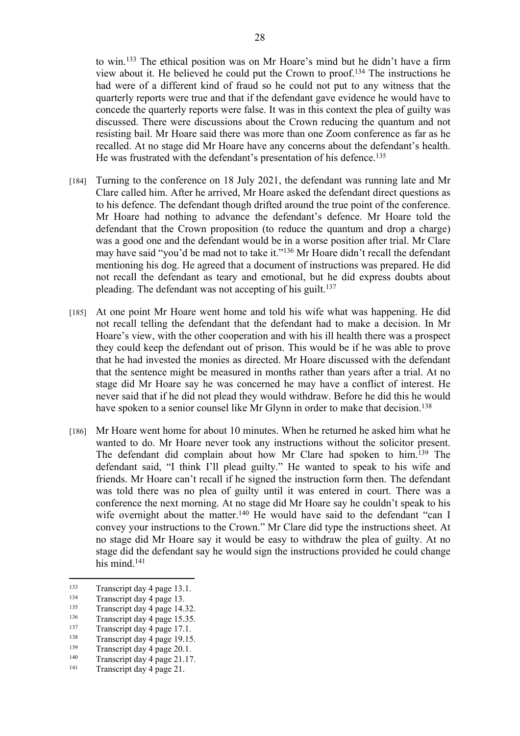to win.[133] The ethical position was on Mr Hoare's mind but he didn't have a firm view about it. He believed he could put the Crown to proof.[134] The instructions he had were of a different kind of fraud so he could not put to any witness that the quarterly reports were true and that if the defendant gave evidence he would have to concede the quarterly reports were false. It was in this context the plea of guilty was discussed. There were discussions about the Crown reducing the quantum and not resisting bail. Mr Hoare said there was more than one Zoom conference as far as he recalled. At no stage did Mr Hoare have any concerns about the defendant's health. He was frustrated with the defendant's presentation of his defence.[135]

[184] Turning to the conference on 18 July 2021, the defendant was running late and Mr Clare called him. After he arrived, Mr Hoare asked the defendant direct questions as to his defence. The defendant though drifted around the true point of the conference. Mr Hoare had nothing to advance the defendant's defence. Mr Hoare told the defendant that the Crown proposition (to reduce the quantum and drop a charge) was a good one and the defendant would be in a worse position after trial. Mr Clare may have said "you'd be mad not to take it."[136] Mr Hoare didn't recall the defendant mentioning his dog. He agreed that a document of instructions was prepared. He did not recall the defendant as teary and emotional, but he did express doubts about pleading. The defendant was not accepting of his guilt.[137]

[185] At one point Mr Hoare went home and told his wife what was happening. He did not recall telling the defendant that the defendant had to make a decision. In Mr Hoare's view, with the other cooperation and with his ill health there was a prospect they could keep the defendant out of prison. This would be if he was able to prove that he had invested the monies as directed. Mr Hoare discussed with the defendant that the sentence might be measured in months rather than years after a trial. At no stage did Mr Hoare say he was concerned he may have a conflict of interest. He never said that if he did not plead they would withdraw. Before he did this he would have spoken to a senior counsel like Mr Glynn in order to make that decision.[138]

[186] Mr Hoare went home for about 10 minutes. When he returned he asked him what he wanted to do. Mr Hoare never took any instructions without the solicitor present. The defendant did complain about how Mr Clare had spoken to him.[139] The defendant said, "I think I'll plead guilty." He wanted to speak to his wife and friends. Mr Hoare can't recall if he signed the instruction form then. The defendant was told there was no plea of guilty until it was entered in court. There was a conference the next morning. At no stage did Mr Hoare say he couldn't speak to his wife overnight about the matter.[140] He would have said to the defendant "can I convey your instructions to the Crown." Mr Clare did type the instructions sheet. At no stage did Mr Hoare say it would be easy to withdraw the plea of guilty. At no stage did the defendant say he would sign the instructions provided he could change his mind.[141]

---

[133] Transcript day 4 page 13.1.

[134] Transcript day 4 page 13.

[135] Transcript day 4 page 14.32.

[136] Transcript day 4 page 15.35.

[137] Transcript day 4 page 17.1.

[138] Transcript day 4 page 19.15.

[139] Transcript day 4 page 20.1.

[140] Transcript day 4 page 21.17.

[141] Transcript day 4 page 21.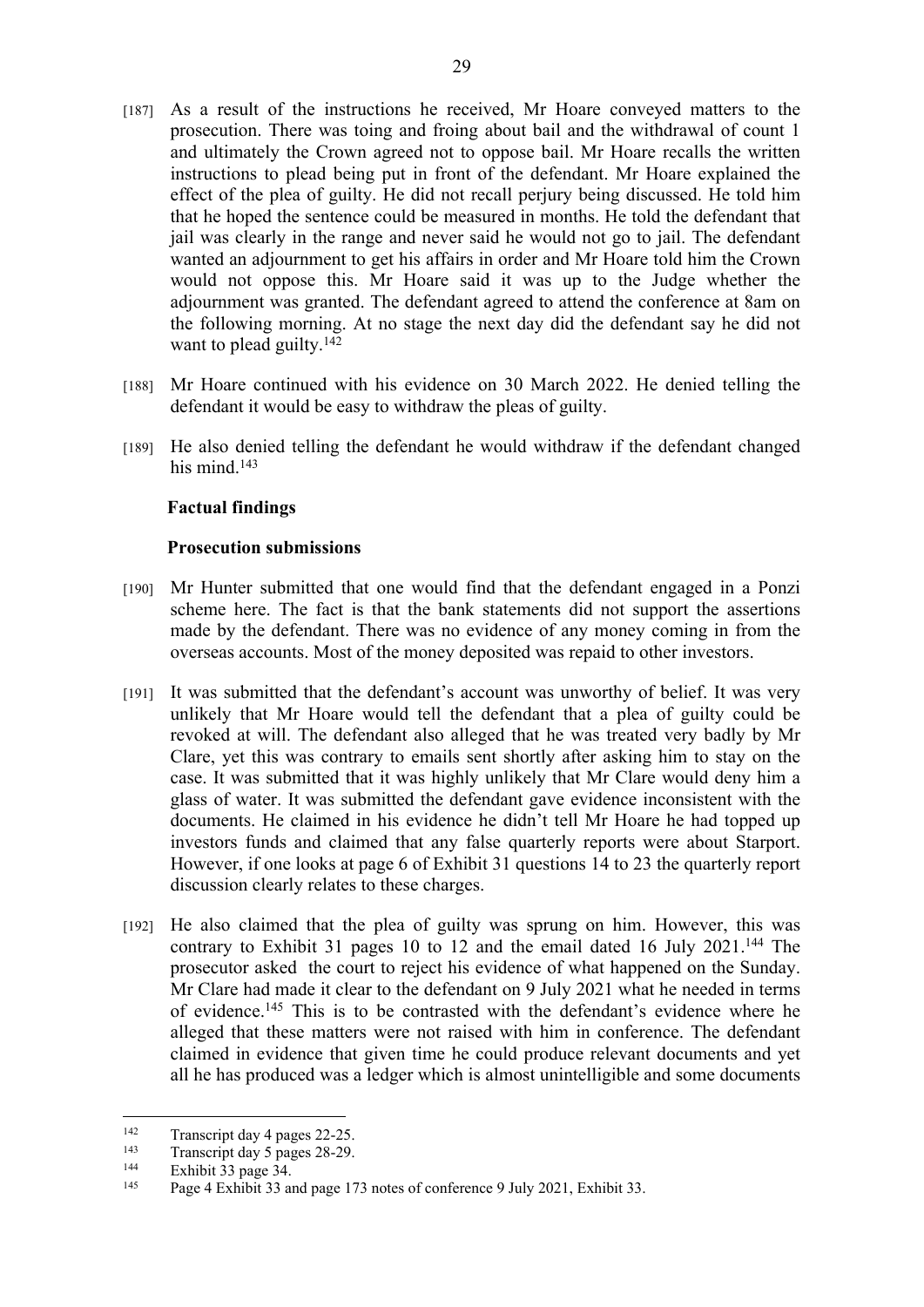[187] As a result of the instructions he received, Mr Hoare conveyed matters to the prosecution. There was toing and froing about bail and the withdrawal of count 1 and ultimately the Crown agreed not to oppose bail. Mr Hoare recalls the written instructions to plead being put in front of the defendant. Mr Hoare explained the effect of the plea of guilty. He did not recall perjury being discussed. He told him that he hoped the sentence could be measured in months. He told the defendant that jail was clearly in the range and never said he would not go to jail. The defendant wanted an adjournment to get his affairs in order and Mr Hoare told him the Crown would not oppose this. Mr Hoare said it was up to the Judge whether the adjournment was granted. The defendant agreed to attend the conference at 8am on the following morning. At no stage the next day did the defendant say he did not want to plead guilty.[142]

[188] Mr Hoare continued with his evidence on 30 March 2022. He denied telling the defendant it would be easy to withdraw the pleas of guilty.

[189] He also denied telling the defendant he would withdraw if the defendant changed his mind.[143]

### Factual findings

#### Prosecution submissions

[190] Mr Hunter submitted that one would find that the defendant engaged in a Ponzi scheme here. The fact is that the bank statements did not support the assertions made by the defendant. There was no evidence of any money coming in from the overseas accounts. Most of the money deposited was repaid to other investors.

[191] It was submitted that the defendant's account was unworthy of belief. It was very unlikely that Mr Hoare would tell the defendant that a plea of guilty could be revoked at will. The defendant also alleged that he was treated very badly by Mr Clare, yet this was contrary to emails sent shortly after asking him to stay on the case. It was submitted that it was highly unlikely that Mr Clare would deny him a glass of water. It was submitted the defendant gave evidence inconsistent with the documents. He claimed in his evidence he didn't tell Mr Hoare he had topped up investors funds and claimed that any false quarterly reports were about Starport. However, if one looks at page 6 of Exhibit 31 questions 14 to 23 the quarterly report discussion clearly relates to these charges.

[192] He also claimed that the plea of guilty was sprung on him. However, this was contrary to Exhibit 31 pages 10 to 12 and the email dated 16 July 2021.[144] The prosecutor asked the court to reject his evidence of what happened on the Sunday. Mr Clare had made it clear to the defendant on 9 July 2021 what he needed in terms of evidence.[145] This is to be contrasted with the defendant's evidence where he alleged that these matters were not raised with him in conference. The defendant claimed in evidence that given time he could produce relevant documents and yet all he has produced was a ledger which is almost unintelligible and some documents

---

[142] Transcript day 4 pages 22-25.

[143] Transcript day 5 pages 28-29.

[144] Exhibit 33 page 34.

[145] Page 4 Exhibit 33 and page 173 notes of conference 9 July 2021, Exhibit 33.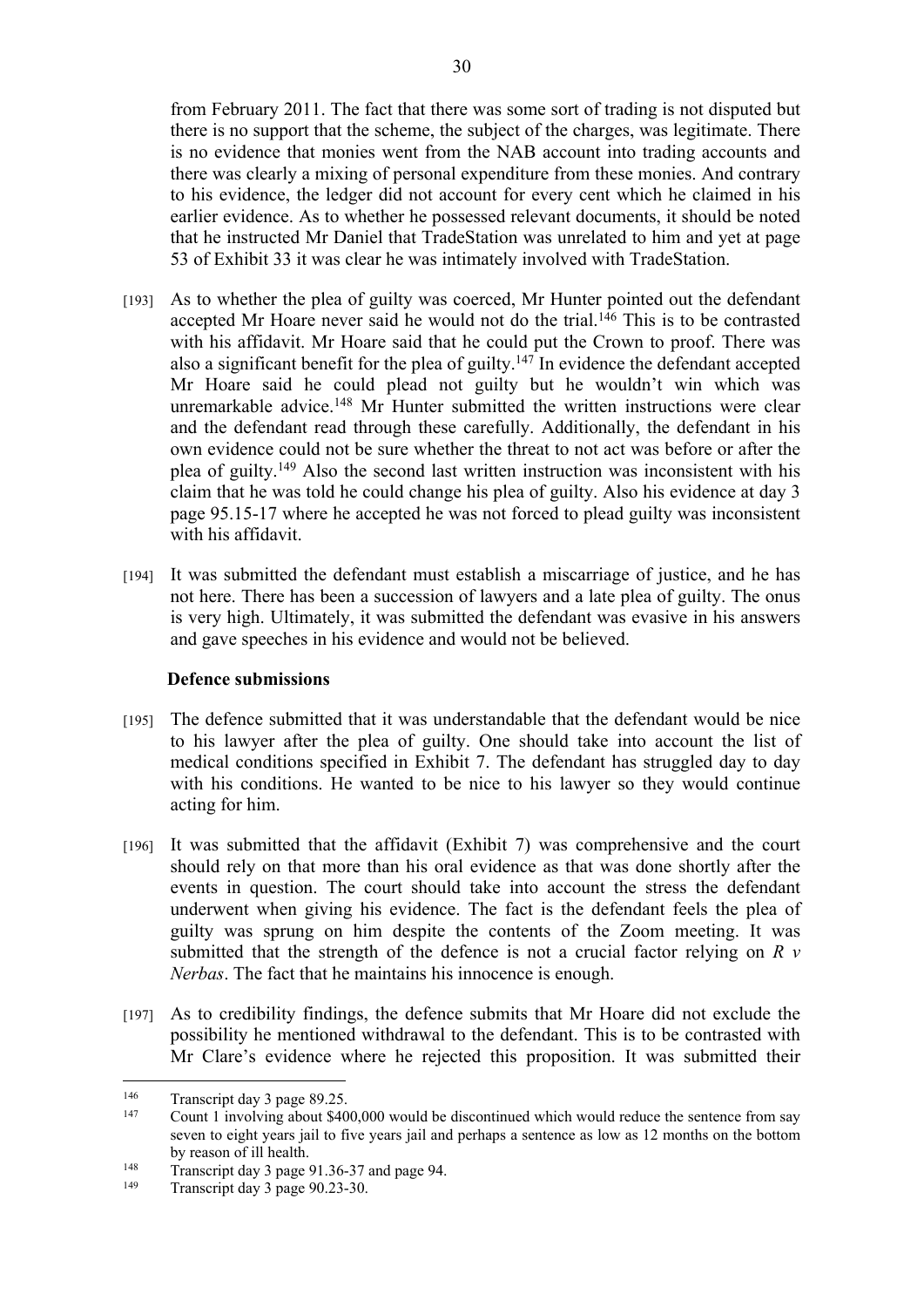from February 2011. The fact that there was some sort of trading is not disputed but there is no support that the scheme, the subject of the charges, was legitimate. There is no evidence that monies went from the NAB account into trading accounts and there was clearly a mixing of personal expenditure from these monies. And contrary to his evidence, the ledger did not account for every cent which he claimed in his earlier evidence. As to whether he possessed relevant documents, it should be noted that he instructed Mr Daniel that TradeStation was unrelated to him and yet at page 53 of Exhibit 33 it was clear he was intimately involved with TradeStation.

[193] As to whether the plea of guilty was coerced, Mr Hunter pointed out the defendant accepted Mr Hoare never said he would not do the trial.[146] This is to be contrasted with his affidavit. Mr Hoare said that he could put the Crown to proof. There was also a significant benefit for the plea of guilty.[147] In evidence the defendant accepted Mr Hoare said he could plead not guilty but he wouldn't win which was unremarkable advice.[148] Mr Hunter submitted the written instructions were clear and the defendant read through these carefully. Additionally, the defendant in his own evidence could not be sure whether the threat to not act was before or after the plea of guilty.[149] Also the second last written instruction was inconsistent with his claim that he was told he could change his plea of guilty. Also his evidence at day 3 page 95.15-17 where he accepted he was not forced to plead guilty was inconsistent with his affidavit.

[194] It was submitted the defendant must establish a miscarriage of justice, and he has not here. There has been a succession of lawyers and a late plea of guilty. The onus is very high. Ultimately, it was submitted the defendant was evasive in his answers and gave speeches in his evidence and would not be believed.

**Defence submissions**

[195] The defence submitted that it was understandable that the defendant would be nice to his lawyer after the plea of guilty. One should take into account the list of medical conditions specified in Exhibit 7. The defendant has struggled day to day with his conditions. He wanted to be nice to his lawyer so they would continue acting for him.

[196] It was submitted that the affidavit (Exhibit 7) was comprehensive and the court should rely on that more than his oral evidence as that was done shortly after the events in question. The court should take into account the stress the defendant underwent when giving his evidence. The fact is the defendant feels the plea of guilty was sprung on him despite the contents of the Zoom meeting. It was submitted that the strength of the defence is not a crucial factor relying on *R v Nerbas*. The fact that he maintains his innocence is enough.

[197] As to credibility findings, the defence submits that Mr Hoare did not exclude the possibility he mentioned withdrawal to the defendant. This is to be contrasted with Mr Clare's evidence where he rejected this proposition. It was submitted their

---

[146] Transcript day 3 page 89.25.

[147] Count 1 involving about $400,000 would be discontinued which would reduce the sentence from say seven to eight years jail to five years jail and perhaps a sentence as low as 12 months on the bottom by reason of ill health.

[148] Transcript day 3 page 91.36-37 and page 94.

[149] Transcript day 3 page 90.23-30.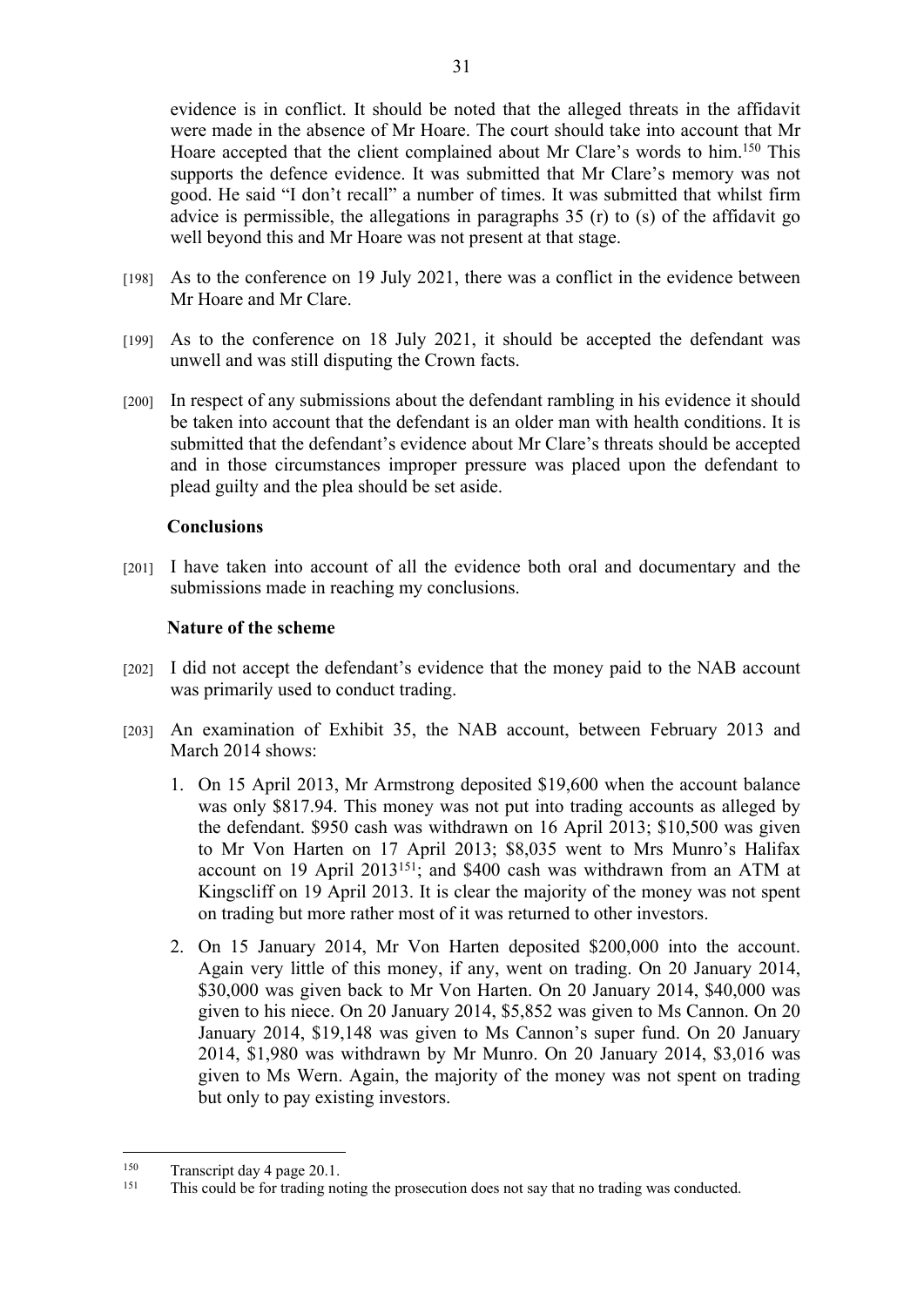evidence is in conflict. It should be noted that the alleged threats in the affidavit were made in the absence of Mr Hoare. The court should take into account that Mr Hoare accepted that the client complained about Mr Clare's words to him.[150] This supports the defence evidence. It was submitted that Mr Clare's memory was not good. He said "I don't recall" a number of times. It was submitted that whilst firm advice is permissible, the allegations in paragraphs 35 (r) to (s) of the affidavit go well beyond this and Mr Hoare was not present at that stage.

[198] As to the conference on 19 July 2021, there was a conflict in the evidence between Mr Hoare and Mr Clare.

[199] As to the conference on 18 July 2021, it should be accepted the defendant was unwell and was still disputing the Crown facts.

[200] In respect of any submissions about the defendant rambling in his evidence it should be taken into account that the defendant is an older man with health conditions. It is submitted that the defendant's evidence about Mr Clare's threats should be accepted and in those circumstances improper pressure was placed upon the defendant to plead guilty and the plea should be set aside.

### Conclusions

[201] I have taken into account of all the evidence both oral and documentary and the submissions made in reaching my conclusions.

### Nature of the scheme

[202] I did not accept the defendant's evidence that the money paid to the NAB account was primarily used to conduct trading.

[203] An examination of Exhibit 35, the NAB account, between February 2013 and March 2014 shows:

1. On 15 April 2013, Mr Armstrong deposited $19,600 when the account balance was only $817.94. This money was not put into trading accounts as alleged by the defendant. $950 cash was withdrawn on 16 April 2013; $10,500 was given to Mr Von Harten on 17 April 2013; $8,035 went to Mrs Munro's Halifax account on 19 April 2013[151]; and $400 cash was withdrawn from an ATM at Kingscliff on 19 April 2013. It is clear the majority of the money was not spent on trading but more rather most of it was returned to other investors.
2. On 15 January 2014, Mr Von Harten deposited $200,000 into the account. Again very little of this money, if any, went on trading. On 20 January 2014, $30,000 was given back to Mr Von Harten. On 20 January 2014, $40,000 was given to his niece. On 20 January 2014, $5,852 was given to Ms Cannon. On 20 January 2014, $19,148 was given to Ms Cannon's super fund. On 20 January 2014, $1,980 was withdrawn by Mr Munro. On 20 January 2014, $3,016 was given to Ms Wern. Again, the majority of the money was not spent on trading but only to pay existing investors.

---

[150] Transcript day 4 page 20.1.

[151] This could be for trading noting the prosecution does not say that no trading was conducted.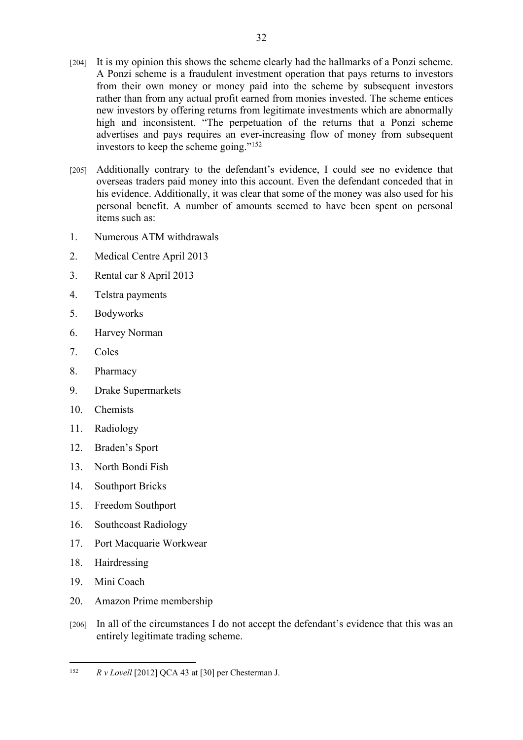[204] It is my opinion this shows the scheme clearly had the hallmarks of a Ponzi scheme. A Ponzi scheme is a fraudulent investment operation that pays returns to investors from their own money or money paid into the scheme by subsequent investors rather than from any actual profit earned from monies invested. The scheme entices new investors by offering returns from legitimate investments which are abnormally high and inconsistent. "The perpetuation of the returns that a Ponzi scheme advertises and pays requires an ever-increasing flow of money from subsequent investors to keep the scheme going."[152]

[205] Additionally contrary to the defendant's evidence, I could see no evidence that overseas traders paid money into this account. Even the defendant conceded that in his evidence. Additionally, it was clear that some of the money was also used for his personal benefit. A number of amounts seemed to have been spent on personal items such as:

1. Numerous ATM withdrawals
2. Medical Centre April 2013
3. Rental car 8 April 2013
4. Telstra payments
5. Bodyworks
6. Harvey Norman
7. Coles
8. Pharmacy
9. Drake Supermarkets
10. Chemists
11. Radiology
12. Braden's Sport
13. North Bondi Fish
14. Southport Bricks
15. Freedom Southport
16. Southcoast Radiology
17. Port Macquarie Workwear
18. Hairdressing
19. Mini Coach
20. Amazon Prime membership

[206] In all of the circumstances I do not accept the defendant's evidence that this was an entirely legitimate trading scheme.

---

[152] *R v Lovell* [2012] QCA 43 at [30] per Chesterman J.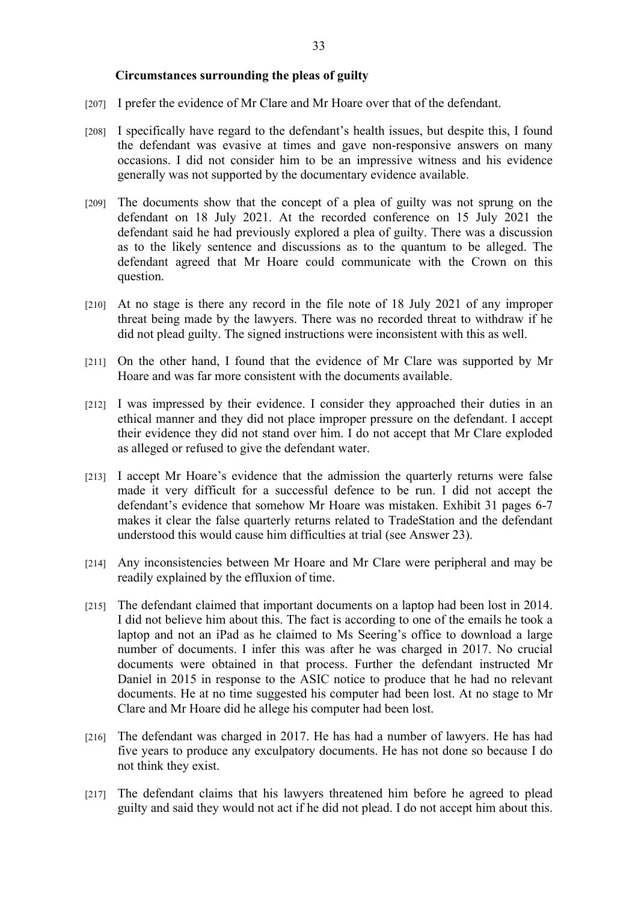### Circumstances surrounding the pleas of guilty

[207] I prefer the evidence of Mr Clare and Mr Hoare over that of the defendant.

[208] I specifically have regard to the defendant's health issues, but despite this, I found the defendant was evasive at times and gave non-responsive answers on many occasions. I did not consider him to be an impressive witness and his evidence generally was not supported by the documentary evidence available.

[209] The documents show that the concept of a plea of guilty was not sprung on the defendant on 18 July 2021. At the recorded conference on 15 July 2021 the defendant said he had previously explored a plea of guilty. There was a discussion as to the likely sentence and discussions as to the quantum to be alleged. The defendant agreed that Mr Hoare could communicate with the Crown on this question.

[210] At no stage is there any record in the file note of 18 July 2021 of any improper threat being made by the lawyers. There was no recorded threat to withdraw if he did not plead guilty. The signed instructions were inconsistent with this as well.

[211] On the other hand, I found that the evidence of Mr Clare was supported by Mr Hoare and was far more consistent with the documents available.

[212] I was impressed by their evidence. I consider they approached their duties in an ethical manner and they did not place improper pressure on the defendant. I accept their evidence they did not stand over him. I do not accept that Mr Clare exploded as alleged or refused to give the defendant water.

[213] I accept Mr Hoare's evidence that the admission the quarterly returns were false made it very difficult for a successful defence to be run. I did not accept the defendant's evidence that somehow Mr Hoare was mistaken. Exhibit 31 pages 6-7 makes it clear the false quarterly returns related to TradeStation and the defendant understood this would cause him difficulties at trial (see Answer 23).

[214] Any inconsistencies between Mr Hoare and Mr Clare were peripheral and may be readily explained by the effluxion of time.

[215] The defendant claimed that important documents on a laptop had been lost in 2014. I did not believe him about this. The fact is according to one of the emails he took a laptop and not an iPad as he claimed to Ms Seering's office to download a large number of documents. I infer this was after he was charged in 2017. No crucial documents were obtained in that process. Further the defendant instructed Mr Daniel in 2015 in response to the ASIC notice to produce that he had no relevant documents. He at no time suggested his computer had been lost. At no stage to Mr Clare and Mr Hoare did he allege his computer had been lost.

[216] The defendant was charged in 2017. He has had a number of lawyers. He has had five years to produce any exculpatory documents. He has not done so because I do not think they exist.

[217] The defendant claims that his lawyers threatened him before he agreed to plead guilty and said they would not act if he did not plead. I do not accept him about this.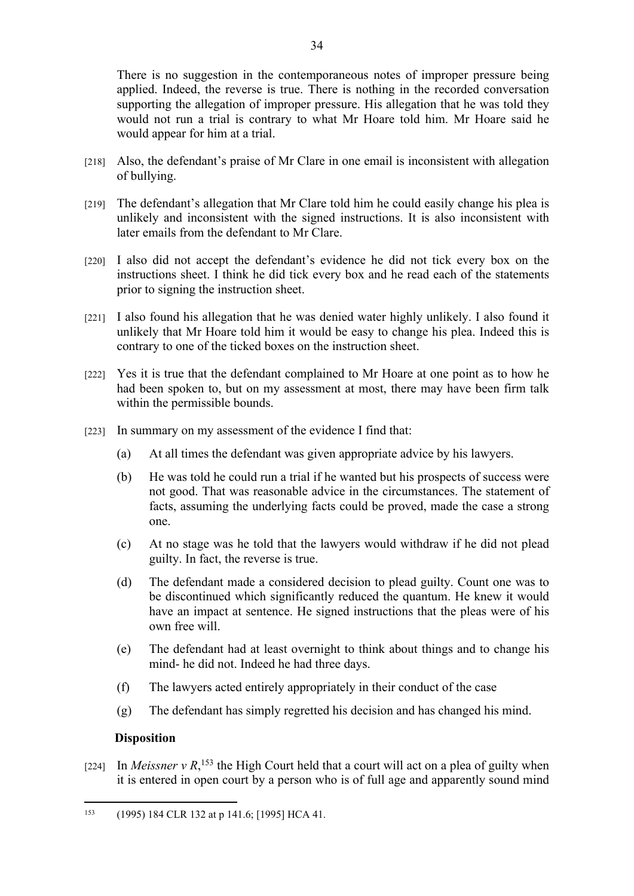There is no suggestion in the contemporaneous notes of improper pressure being applied. Indeed, the reverse is true. There is nothing in the recorded conversation supporting the allegation of improper pressure. His allegation that he was told they would not run a trial is contrary to what Mr Hoare told him. Mr Hoare said he would appear for him at a trial.

[218] Also, the defendant's praise of Mr Clare in one email is inconsistent with allegation of bullying.

[219] The defendant's allegation that Mr Clare told him he could easily change his plea is unlikely and inconsistent with the signed instructions. It is also inconsistent with later emails from the defendant to Mr Clare.

[220] I also did not accept the defendant's evidence he did not tick every box on the instructions sheet. I think he did tick every box and he read each of the statements prior to signing the instruction sheet.

[221] I also found his allegation that he was denied water highly unlikely. I also found it unlikely that Mr Hoare told him it would be easy to change his plea. Indeed this is contrary to one of the ticked boxes on the instruction sheet.

[222] Yes it is true that the defendant complained to Mr Hoare at one point as to how he had been spoken to, but on my assessment at most, there may have been firm talk within the permissible bounds.

[223] In summary on my assessment of the evidence I find that:

(a) At all times the defendant was given appropriate advice by his lawyers.

(b) He was told he could run a trial if he wanted but his prospects of success were not good. That was reasonable advice in the circumstances. The statement of facts, assuming the underlying facts could be proved, made the case a strong one.

(c) At no stage was he told that the lawyers would withdraw if he did not plead guilty. In fact, the reverse is true.

(d) The defendant made a considered decision to plead guilty. Count one was to be discontinued which significantly reduced the quantum. He knew it would have an impact at sentence. He signed instructions that the pleas were of his own free will.

(e) The defendant had at least overnight to think about things and to change his mind- he did not. Indeed he had three days.

(f) The lawyers acted entirely appropriately in their conduct of the case

(g) The defendant has simply regretted his decision and has changed his mind.

### Disposition

[224] In *Meissner v R*,[153] the High Court held that a court will act on a plea of guilty when it is entered in open court by a person who is of full age and apparently sound mind

---

[153] (1995) 184 CLR 132 at p 141.6; [1995] HCA 41.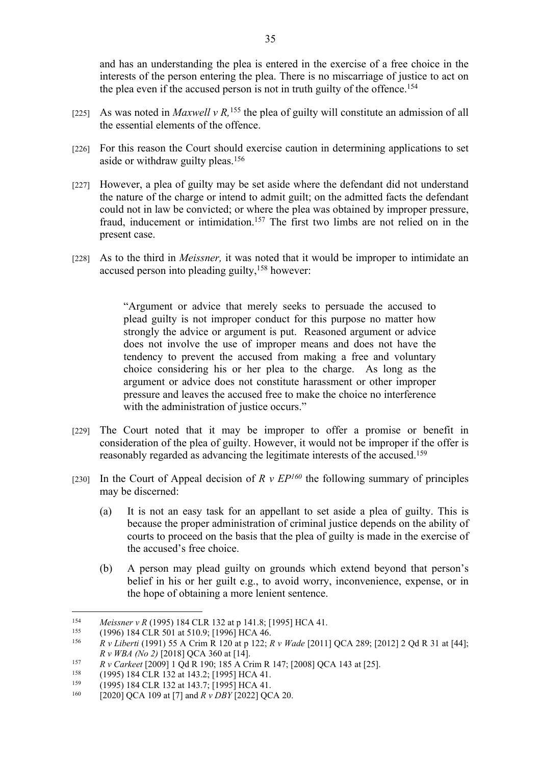and has an understanding the plea is entered in the exercise of a free choice in the interests of the person entering the plea. There is no miscarriage of justice to act on the plea even if the accused person is not in truth guilty of the offence.[154]

[225] As was noted in *Maxwell v R,*[155] the plea of guilty will constitute an admission of all the essential elements of the offence.

[226] For this reason the Court should exercise caution in determining applications to set aside or withdraw guilty pleas.[156]

[227] However, a plea of guilty may be set aside where the defendant did not understand the nature of the charge or intend to admit guilt; on the admitted facts the defendant could not in law be convicted; or where the plea was obtained by improper pressure, fraud, inducement or intimidation.[157] The first two limbs are not relied on in the present case.

[228] As to the third in *Meissner,* it was noted that it would be improper to intimidate an accused person into pleading guilty,[158] however:

> "Argument or advice that merely seeks to persuade the accused to plead guilty is not improper conduct for this purpose no matter how strongly the advice or argument is put. Reasoned argument or advice does not involve the use of improper means and does not have the tendency to prevent the accused from making a free and voluntary choice considering his or her plea to the charge. As long as the argument or advice does not constitute harassment or other improper pressure and leaves the accused free to make the choice no interference with the administration of justice occurs."

[229] The Court noted that it may be improper to offer a promise or benefit in consideration of the plea of guilty. However, it would not be improper if the offer is reasonably regarded as advancing the legitimate interests of the accused.[159]

[230] In the Court of Appeal decision of *R v EP*[160] the following summary of principles may be discerned:

(a) It is not an easy task for an appellant to set aside a plea of guilty. This is because the proper administration of criminal justice depends on the ability of courts to proceed on the basis that the plea of guilty is made in the exercise of the accused's free choice.

(b) A person may plead guilty on grounds which extend beyond that person's belief in his or her guilt e.g., to avoid worry, inconvenience, expense, or in the hope of obtaining a more lenient sentence.

---

[154] *Meissner v R* (1995) 184 CLR 132 at p 141.8; [1995] HCA 41.

[155] (1996) 184 CLR 501 at 510.9; [1996] HCA 46.

[156] *R v Liberti* (1991) 55 A Crim R 120 at p 122; *R v Wade* [2011] QCA 289; [2012] 2 Qd R 31 at [44]; *R v WBA (No 2)* [2018] QCA 360 at [14].

[157] *R v Carkeet* [2009] 1 Qd R 190; 185 A Crim R 147; [2008] QCA 143 at [25].

[158] (1995) 184 CLR 132 at 143.2; [1995] HCA 41.

[159] (1995) 184 CLR 132 at 143.7; [1995] HCA 41.

[160] [2020] QCA 109 at [7] and *R v DBY* [2022] QCA 20.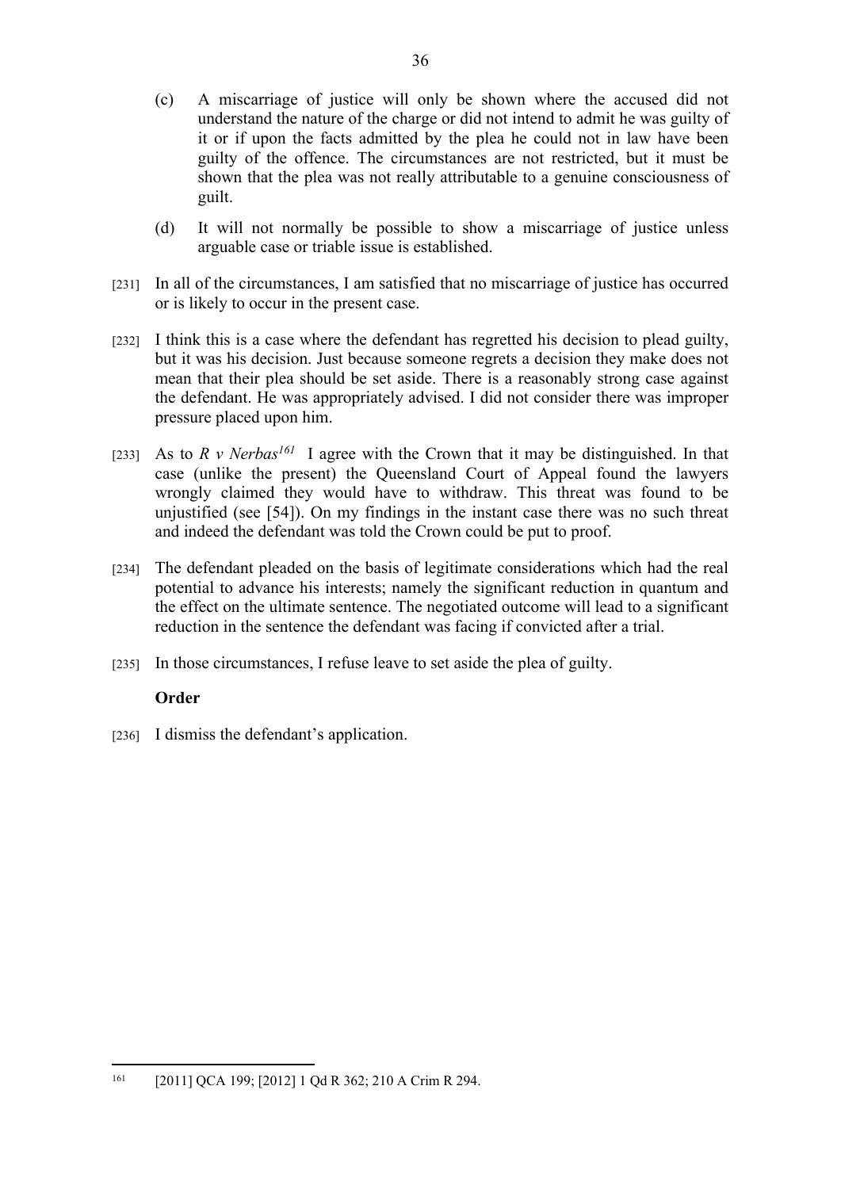(c) A miscarriage of justice will only be shown where the accused did not understand the nature of the charge or did not intend to admit he was guilty of it or if upon the facts admitted by the plea he could not in law have been guilty of the offence. The circumstances are not restricted, but it must be shown that the plea was not really attributable to a genuine consciousness of guilt.

(d) It will not normally be possible to show a miscarriage of justice unless arguable case or triable issue is established.

[231] In all of the circumstances, I am satisfied that no miscarriage of justice has occurred or is likely to occur in the present case.

[232] I think this is a case where the defendant has regretted his decision to plead guilty, but it was his decision. Just because someone regrets a decision they make does not mean that their plea should be set aside. There is a reasonably strong case against the defendant. He was appropriately advised. I did not consider there was improper pressure placed upon him.

[233] As to *R v Nerbas*[161] I agree with the Crown that it may be distinguished. In that case (unlike the present) the Queensland Court of Appeal found the lawyers wrongly claimed they would have to withdraw. This threat was found to be unjustified (see [54]). On my findings in the instant case there was no such threat and indeed the defendant was told the Crown could be put to proof.

[234] The defendant pleaded on the basis of legitimate considerations which had the real potential to advance his interests; namely the significant reduction in quantum and the effect on the ultimate sentence. The negotiated outcome will lead to a significant reduction in the sentence the defendant was facing if convicted after a trial.

[235] In those circumstances, I refuse leave to set aside the plea of guilty.

**Order**

[236] I dismiss the defendant's application.

---

[161] [2011] QCA 199; [2012] 1 Qd R 362; 210 A Crim R 294.